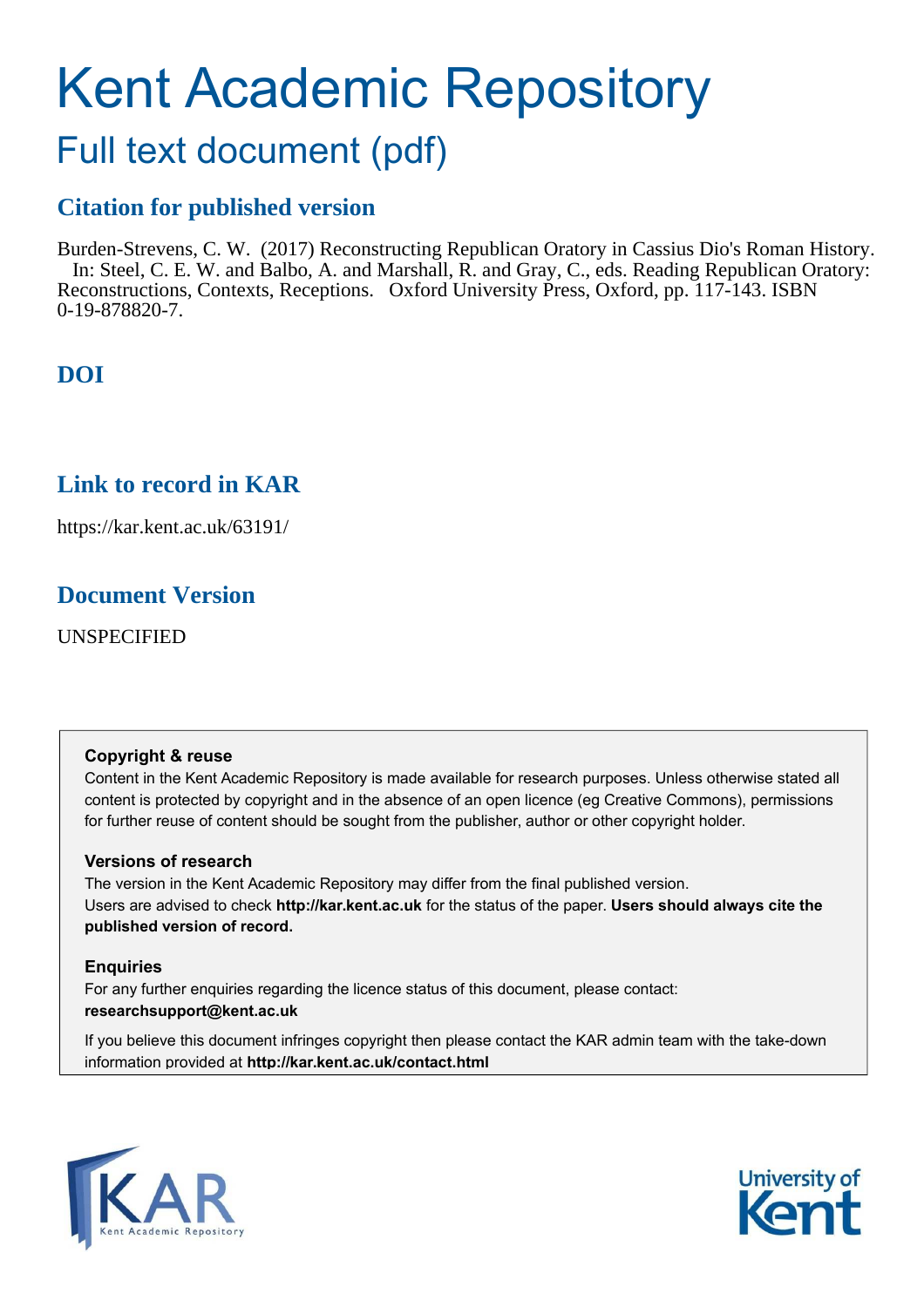# Kent Academic Repository

## Full text document (pdf)

## Citation for published version

Burden-Strevens, C. W. (2017) Reconstructing Republican Oratory in Cassius Dio's Roman History. In: Steel, C. E. W. and Balbo, A. and Marshall, R. and Gray, C., eds. Reading Republican Oratory: Reconstructions, Contexts, Receptions. Oxford University Press, Oxford, pp. 117-143. ISBN 0-19-878820-7.

## DOI

## Link to record in KAR

https://kar.kent.ac.uk/63191/

## Document Version

UNSPECIFIED

### Copyright & reuse

Content in the Kent Academic Repository is made available for research purposes. Unless otherwise stated all content is protected by copyright and in the absence of an open licence (eg Creative Commons), permissions for further reuse of content should be sought from the publisher, author or other copyright holder.

### Versions of research

The version in the Kent Academic Repository may differ from the final published version. Users are advised to check **http://kar.kent.ac.uk** for the status of the paper. **Users should always cite the published version of record.**

### Enquiries

For any further enquiries regarding the licence status of this document, please contact: **researchsupport@kent.ac.uk**

If you believe this document infringes copyright then please contact the KAR admin team with the take-down information provided at **http://kar.kent.ac.uk/contact.html**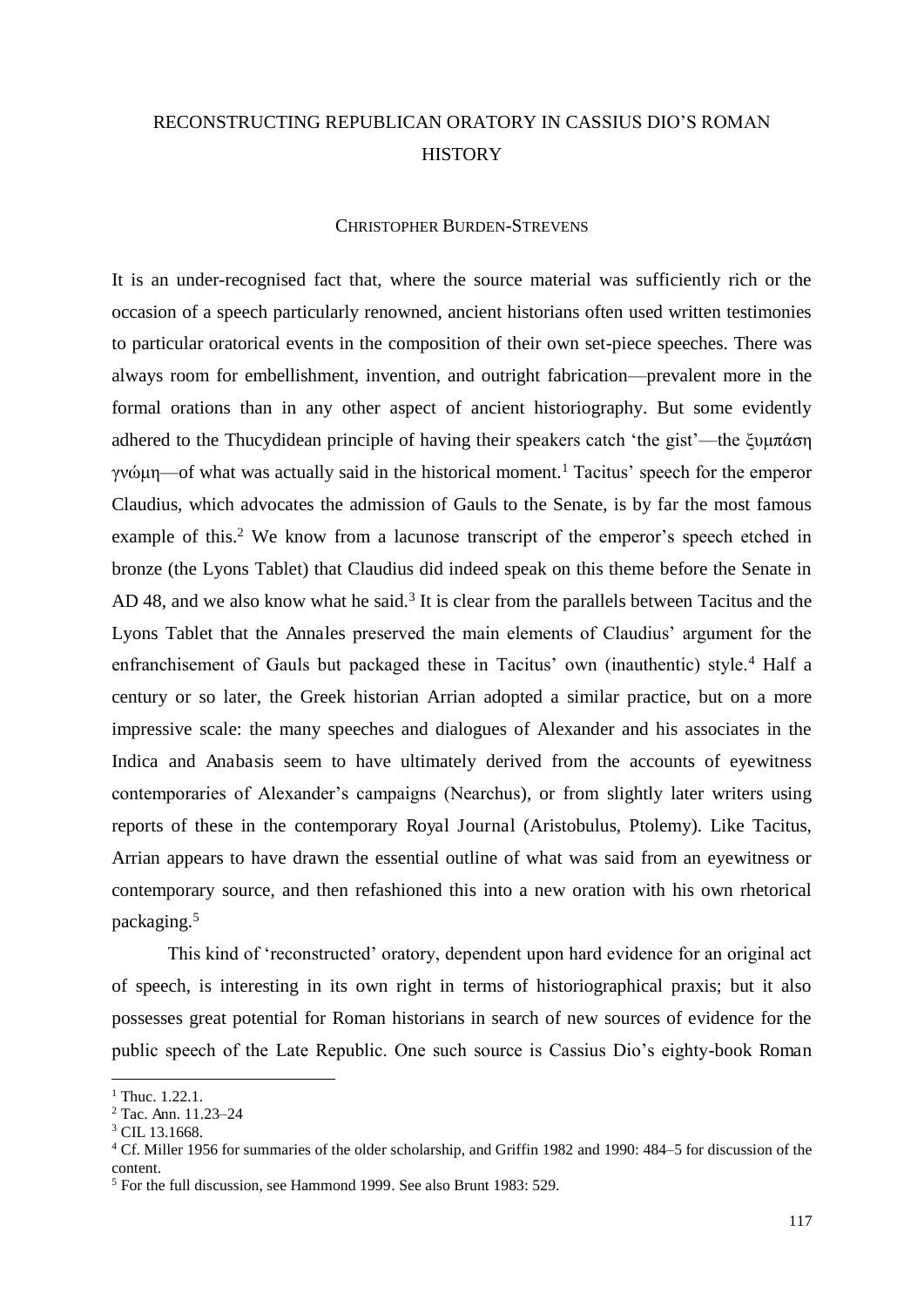# RECONSTRUCTING REPUBLICAN ORATORY IN CASSIUS DIO'S ROMAN HISTORY

CHRISTOPHER BURDEN-STREVENS

It is an under-recognised fact that, where the source material was sufficiently rich or the occasion of a speech particularly renowned, ancient historians often used written testimonies to particular oratorical events in the composition of their own set-piece speeches. There was always room for embellishment, invention, and outright fabrication—prevalent more in the formal orations than in any other aspect of ancient historiography. But some evidently adhered to the Thucydidean principle of having their speakers catch 'the gist'—the ξυμπάση γνώμη—of what was actually said in the historical moment.[1] Tacitus' speech for the emperor Claudius, which advocates the admission of Gauls to the Senate, is by far the most famous example of this.[2] We know from a lacunose transcript of the emperor's speech etched in bronze (the Lyons Tablet) that Claudius did indeed speak on this theme before the Senate in AD 48, and we also know what he said.[3] It is clear from the parallels between Tacitus and the Lyons Tablet that the Annales preserved the main elements of Claudius' argument for the enfranchisement of Gauls but packaged these in Tacitus' own (inauthentic) style.[4] Half a century or so later, the Greek historian Arrian adopted a similar practice, but on a more impressive scale: the many speeches and dialogues of Alexander and his associates in the Indica and Anabasis seem to have ultimately derived from the accounts of eyewitness contemporaries of Alexander's campaigns (Nearchus), or from slightly later writers using reports of these in the contemporary Royal Journal (Aristobulus, Ptolemy). Like Tacitus, Arrian appears to have drawn the essential outline of what was said from an eyewitness or contemporary source, and then refashioned this into a new oration with his own rhetorical packaging.[5]

This kind of 'reconstructed' oratory, dependent upon hard evidence for an original act of speech, is interesting in its own right in terms of historiographical praxis; but it also possesses great potential for Roman historians in search of new sources of evidence for the public speech of the Late Republic. One such source is Cassius Dio's eighty-book Roman

---

[1] Thuc. 1.22.1.

[2] Tac. Ann. 11.23–24

[3] CIL 13.1668.

[4] Cf. Miller 1956 for summaries of the older scholarship, and Griffin 1982 and 1990: 484–5 for discussion of the content.

[5] For the full discussion, see Hammond 1999. See also Brunt 1983: 529.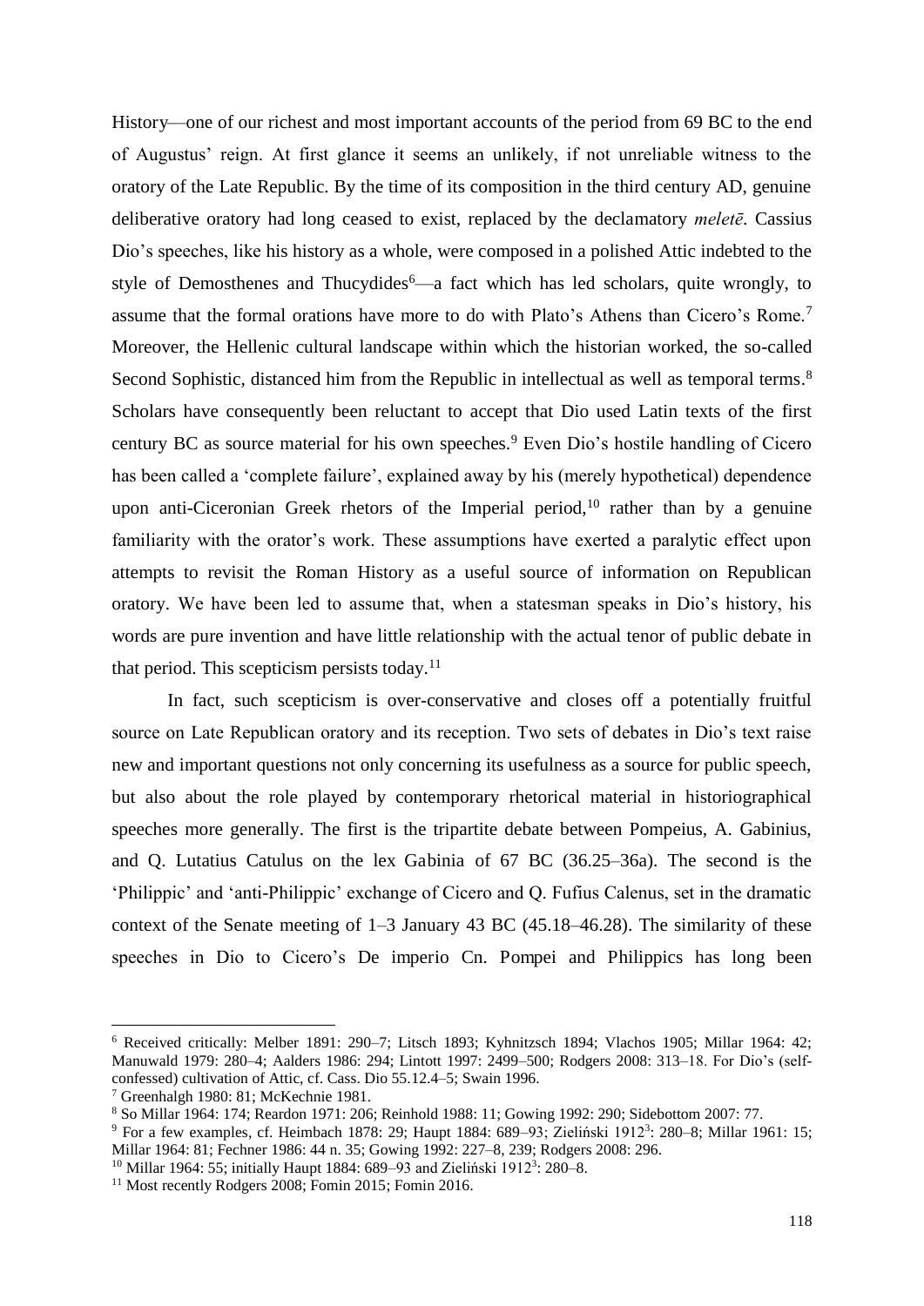History—one of our richest and most important accounts of the period from 69 BC to the end of Augustus' reign. At first glance it seems an unlikely, if not unreliable witness to the oratory of the Late Republic. By the time of its composition in the third century AD, genuine deliberative oratory had long ceased to exist, replaced by the declamatory *meletē*. Cassius Dio's speeches, like his history as a whole, were composed in a polished Attic indebted to the style of Demosthenes and Thucydides[6]—a fact which has led scholars, quite wrongly, to assume that the formal orations have more to do with Plato's Athens than Cicero's Rome.[7] Moreover, the Hellenic cultural landscape within which the historian worked, the so-called Second Sophistic, distanced him from the Republic in intellectual as well as temporal terms.[8] Scholars have consequently been reluctant to accept that Dio used Latin texts of the first century BC as source material for his own speeches.[9] Even Dio's hostile handling of Cicero has been called a 'complete failure', explained away by his (merely hypothetical) dependence upon anti-Ciceronian Greek rhetors of the Imperial period,[10] rather than by a genuine familiarity with the orator's work. These assumptions have exerted a paralytic effect upon attempts to revisit the Roman History as a useful source of information on Republican oratory. We have been led to assume that, when a statesman speaks in Dio's history, his words are pure invention and have little relationship with the actual tenor of public debate in that period. This scepticism persists today.[11]

In fact, such scepticism is over-conservative and closes off a potentially fruitful source on Late Republican oratory and its reception. Two sets of debates in Dio's text raise new and important questions not only concerning its usefulness as a source for public speech, but also about the role played by contemporary rhetorical material in historiographical speeches more generally. The first is the tripartite debate between Pompeius, A. Gabinius, and Q. Lutatius Catulus on the lex Gabinia of 67 BC (36.25–36a). The second is the 'Philippic' and 'anti-Philippic' exchange of Cicero and Q. Fufius Calenus, set in the dramatic context of the Senate meeting of 1–3 January 43 BC (45.18–46.28). The similarity of these speeches in Dio to Cicero's De imperio Cn. Pompei and Philippics has long been

---

[6] Received critically: Melber 1891: 290–7; Litsch 1893; Kyhnitzsch 1894; Vlachos 1905; Millar 1964: 42; Manuwald 1979: 280–4; Aalders 1986: 294; Lintott 1997: 2499–500; Rodgers 2008: 313–18. For Dio's (self-confessed) cultivation of Attic, cf. Cass. Dio 55.12.4–5; Swain 1996.

[7] Greenhalgh 1980: 81; McKechnie 1981.

[8] So Millar 1964: 174; Reardon 1971: 206; Reinhold 1988: 11; Gowing 1992: 290; Sidebottom 2007: 77.

[9] For a few examples, cf. Heimbach 1878: 29; Haupt 1884: 689–93; Zieliński 1912³: 280–8; Millar 1961: 15; Millar 1964: 81; Fechner 1986: 44 n. 35; Gowing 1992: 227–8, 239; Rodgers 2008: 296.

[10] Millar 1964: 55; initially Haupt 1884: 689–93 and Zieliński 1912³: 280–8.

[11] Most recently Rodgers 2008; Fomin 2015; Fomin 2016.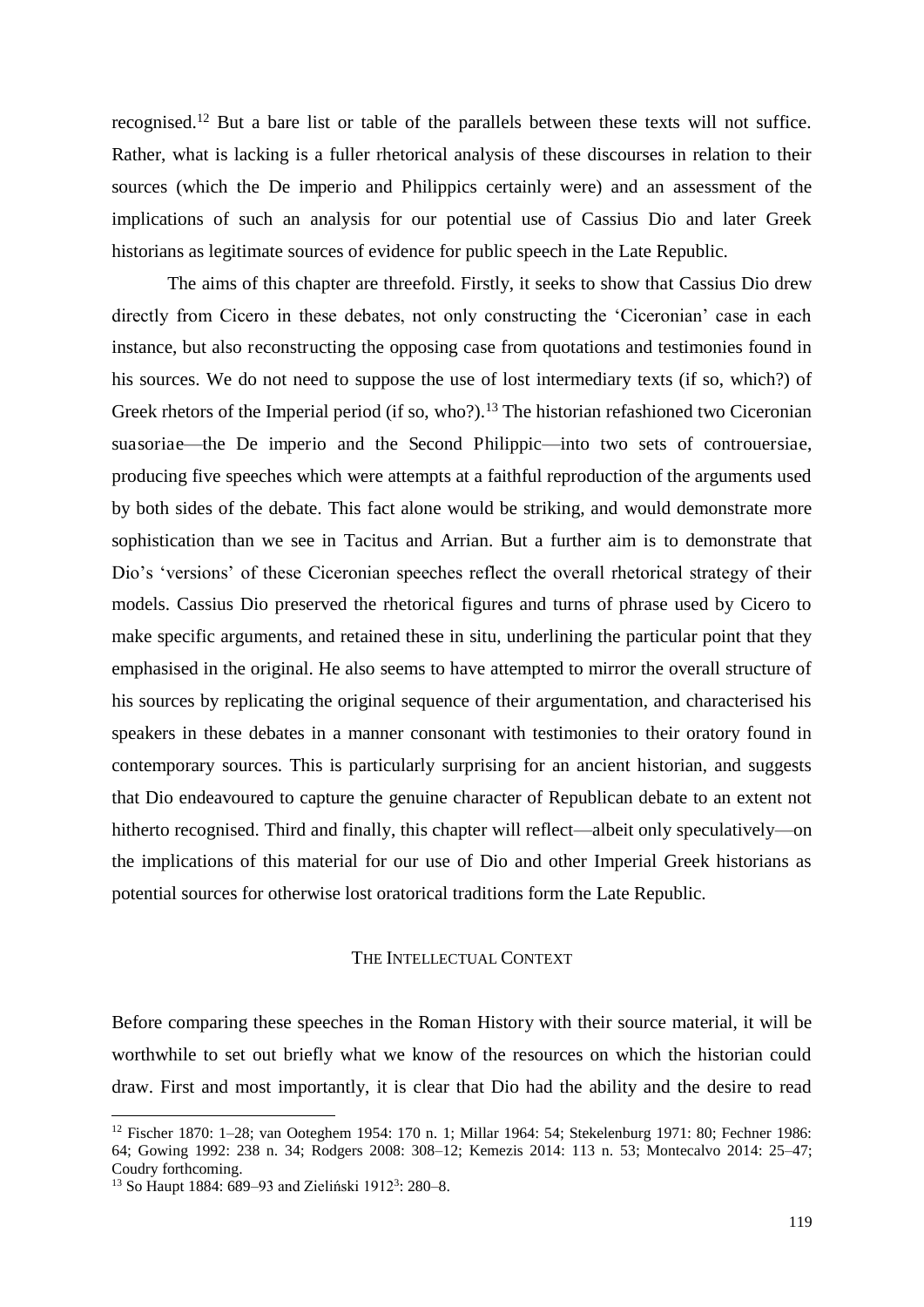recognised.[12] But a bare list or table of the parallels between these texts will not suffice. Rather, what is lacking is a fuller rhetorical analysis of these discourses in relation to their sources (which the De imperio and Philippics certainly were) and an assessment of the implications of such an analysis for our potential use of Cassius Dio and later Greek historians as legitimate sources of evidence for public speech in the Late Republic.

The aims of this chapter are threefold. Firstly, it seeks to show that Cassius Dio drew directly from Cicero in these debates, not only constructing the 'Ciceronian' case in each instance, but also reconstructing the opposing case from quotations and testimonies found in his sources. We do not need to suppose the use of lost intermediary texts (if so, which?) of Greek rhetors of the Imperial period (if so, who?).[13] The historian refashioned two Ciceronian suasoriae—the De imperio and the Second Philippic—into two sets of controuersiae, producing five speeches which were attempts at a faithful reproduction of the arguments used by both sides of the debate. This fact alone would be striking, and would demonstrate more sophistication than we see in Tacitus and Arrian. But a further aim is to demonstrate that Dio's 'versions' of these Ciceronian speeches reflect the overall rhetorical strategy of their models. Cassius Dio preserved the rhetorical figures and turns of phrase used by Cicero to make specific arguments, and retained these in situ, underlining the particular point that they emphasised in the original. He also seems to have attempted to mirror the overall structure of his sources by replicating the original sequence of their argumentation, and characterised his speakers in these debates in a manner consonant with testimonies to their oratory found in contemporary sources. This is particularly surprising for an ancient historian, and suggests that Dio endeavoured to capture the genuine character of Republican debate to an extent not hitherto recognised. Third and finally, this chapter will reflect—albeit only speculatively—on the implications of this material for our use of Dio and other Imperial Greek historians as potential sources for otherwise lost oratorical traditions form the Late Republic.

## The Intellectual Context

Before comparing these speeches in the Roman History with their source material, it will be worthwhile to set out briefly what we know of the resources on which the historian could draw. First and most importantly, it is clear that Dio had the ability and the desire to read

---

[12] Fischer 1870: 1–28; van Ooteghem 1954: 170 n. 1; Millar 1964: 54; Stekelenburg 1971: 80; Fechner 1986: 64; Gowing 1992: 238 n. 34; Rodgers 2008: 308–12; Kemezis 2014: 113 n. 53; Montecalvo 2014: 25–47; Coudry forthcoming.

[13] So Haupt 1884: 689–93 and Zieliński 1912[3]: 280–8.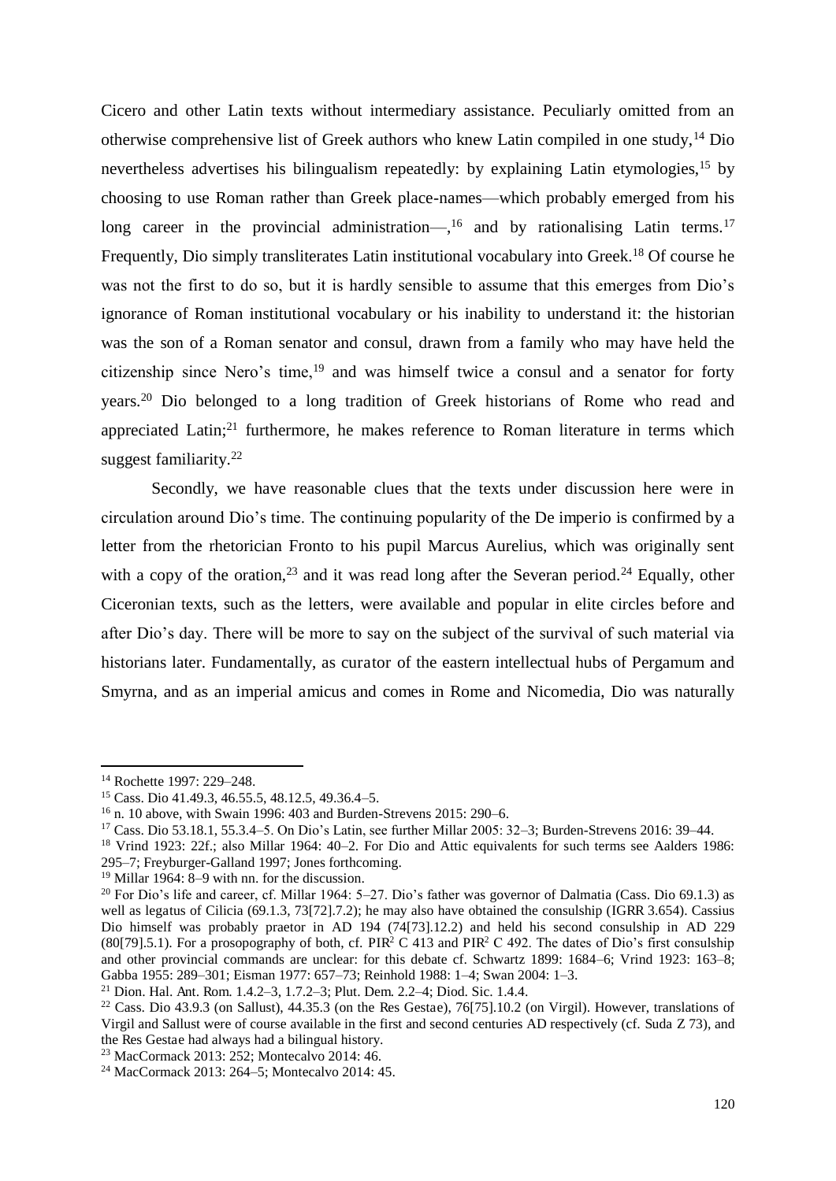Cicero and other Latin texts without intermediary assistance. Peculiarly omitted from an otherwise comprehensive list of Greek authors who knew Latin compiled in one study,[14] Dio nevertheless advertises his bilingualism repeatedly: by explaining Latin etymologies,[15] by choosing to use Roman rather than Greek place-names—which probably emerged from his long career in the provincial administration—,[16] and by rationalising Latin terms.[17] Frequently, Dio simply transliterates Latin institutional vocabulary into Greek.[18] Of course he was not the first to do so, but it is hardly sensible to assume that this emerges from Dio's ignorance of Roman institutional vocabulary or his inability to understand it: the historian was the son of a Roman senator and consul, drawn from a family who may have held the citizenship since Nero's time,[19] and was himself twice a consul and a senator for forty years.[20] Dio belonged to a long tradition of Greek historians of Rome who read and appreciated Latin;[21] furthermore, he makes reference to Roman literature in terms which suggest familiarity.[22]

Secondly, we have reasonable clues that the texts under discussion here were in circulation around Dio's time. The continuing popularity of the De imperio is confirmed by a letter from the rhetorician Fronto to his pupil Marcus Aurelius, which was originally sent with a copy of the oration,[23] and it was read long after the Severan period.[24] Equally, other Ciceronian texts, such as the letters, were available and popular in elite circles before and after Dio's day. There will be more to say on the subject of the survival of such material via historians later. Fundamentally, as curator of the eastern intellectual hubs of Pergamum and Smyrna, and as an imperial amicus and comes in Rome and Nicomedia, Dio was naturally

---

[14] Rochette 1997: 229–248.

[15] Cass. Dio 41.49.3, 46.55.5, 48.12.5, 49.36.4–5.

[16] n. 10 above, with Swain 1996: 403 and Burden-Strevens 2015: 290–6.

[17] Cass. Dio 53.18.1, 55.3.4–5. On Dio's Latin, see further Millar 2005: 32–3; Burden-Strevens 2016: 39–44.

[18] Vrind 1923: 22f.; also Millar 1964: 40–2. For Dio and Attic equivalents for such terms see Aalders 1986: 295–7; Freyburger-Galland 1997; Jones forthcoming.

[19] Millar 1964: 8–9 with nn. for the discussion.

[20] For Dio's life and career, cf. Millar 1964: 5–27. Dio's father was governor of Dalmatia (Cass. Dio 69.1.3) as well as legatus of Cilicia (69.1.3, 73[72].7.2); he may also have obtained the consulship (IGRR 3.654). Cassius Dio himself was probably praetor in AD 194 (74[73].12.2) and held his second consulship in AD 229 (80[79].5.1). For a prosopography of both, cf. PIR² C 413 and PIR² C 492. The dates of Dio's first consulship and other provincial commands are unclear: for this debate cf. Schwartz 1899: 1684–6; Vrind 1923: 163–8; Gabba 1955: 289–301; Eisman 1977: 657–73; Reinhold 1988: 1–4; Swan 2004: 1–3.

[21] Dion. Hal. Ant. Rom. 1.4.2–3, 1.7.2–3; Plut. Dem. 2.2–4; Diod. Sic. 1.4.4.

[22] Cass. Dio 43.9.3 (on Sallust), 44.35.3 (on the Res Gestae), 76[75].10.2 (on Virgil). However, translations of Virgil and Sallust were of course available in the first and second centuries AD respectively (cf. Suda Z 73), and the Res Gestae had always had a bilingual history.

[23] MacCormack 2013: 252; Montecalvo 2014: 46.

[24] MacCormack 2013: 264–5; Montecalvo 2014: 45.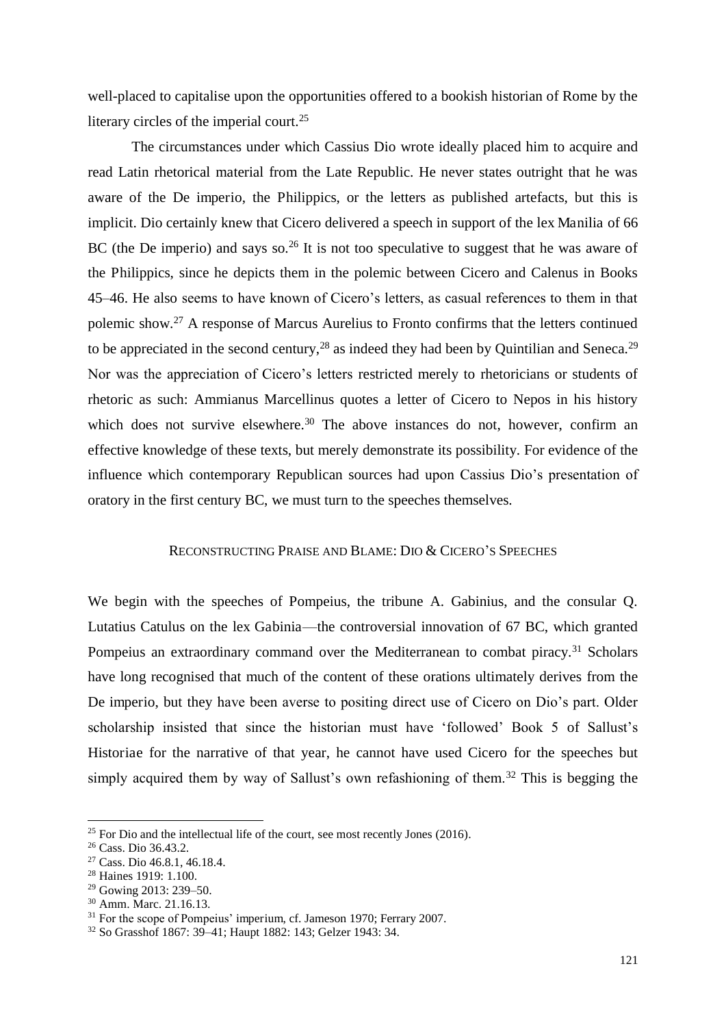well-placed to capitalise upon the opportunities offered to a bookish historian of Rome by the literary circles of the imperial court.[25]

The circumstances under which Cassius Dio wrote ideally placed him to acquire and read Latin rhetorical material from the Late Republic. He never states outright that he was aware of the De imperio, the Philippics, or the letters as published artefacts, but this is implicit. Dio certainly knew that Cicero delivered a speech in support of the lex Manilia of 66 BC (the De imperio) and says so.[26] It is not too speculative to suggest that he was aware of the Philippics, since he depicts them in the polemic between Cicero and Calenus in Books 45–46. He also seems to have known of Cicero's letters, as casual references to them in that polemic show.[27] A response of Marcus Aurelius to Fronto confirms that the letters continued to be appreciated in the second century,[28] as indeed they had been by Quintilian and Seneca.[29] Nor was the appreciation of Cicero's letters restricted merely to rhetoricians or students of rhetoric as such: Ammianus Marcellinus quotes a letter of Cicero to Nepos in his history which does not survive elsewhere.[30] The above instances do not, however, confirm an effective knowledge of these texts, but merely demonstrate its possibility. For evidence of the influence which contemporary Republican sources had upon Cassius Dio's presentation of oratory in the first century BC, we must turn to the speeches themselves.

## Reconstructing Praise and Blame: Dio & Cicero's Speeches

We begin with the speeches of Pompeius, the tribune A. Gabinius, and the consular Q. Lutatius Catulus on the lex Gabinia—the controversial innovation of 67 BC, which granted Pompeius an extraordinary command over the Mediterranean to combat piracy.[31] Scholars have long recognised that much of the content of these orations ultimately derives from the De imperio, but they have been averse to positing direct use of Cicero on Dio's part. Older scholarship insisted that since the historian must have 'followed' Book 5 of Sallust's Historiae for the narrative of that year, he cannot have used Cicero for the speeches but simply acquired them by way of Sallust's own refashioning of them.[32] This is begging the

---

[25] For Dio and the intellectual life of the court, see most recently Jones (2016).

[26] Cass. Dio 36.43.2.

[27] Cass. Dio 46.8.1, 46.18.4.

[28] Haines 1919: 1.100.

[29] Gowing 2013: 239–50.

[30] Amm. Marc. 21.16.13.

[31] For the scope of Pompeius' imperium, cf. Jameson 1970; Ferrary 2007.

[32] So Grasshof 1867: 39–41; Haupt 1882: 143; Gelzer 1943: 34.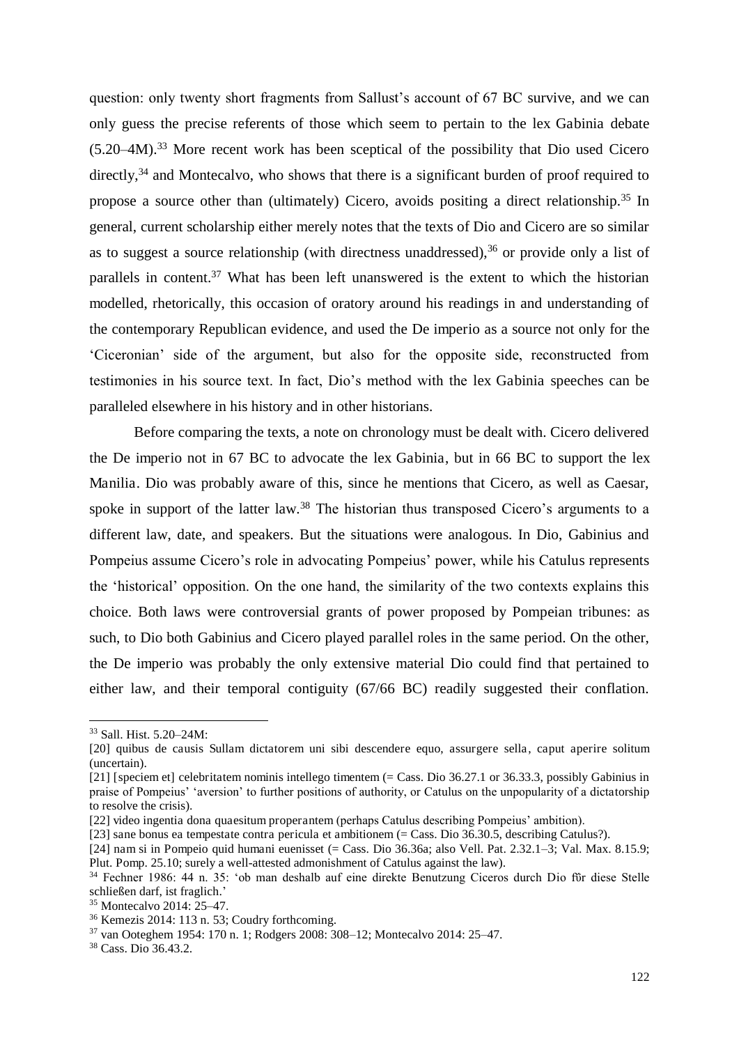question: only twenty short fragments from Sallust's account of 67 BC survive, and we can only guess the precise referents of those which seem to pertain to the lex Gabinia debate (5.20–4M).[33] More recent work has been sceptical of the possibility that Dio used Cicero directly,[34] and Montecalvo, who shows that there is a significant burden of proof required to propose a source other than (ultimately) Cicero, avoids positing a direct relationship.[35] In general, current scholarship either merely notes that the texts of Dio and Cicero are so similar as to suggest a source relationship (with directness unaddressed),[36] or provide only a list of parallels in content.[37] What has been left unanswered is the extent to which the historian modelled, rhetorically, this occasion of oratory around his readings in and understanding of the contemporary Republican evidence, and used the De imperio as a source not only for the 'Ciceronian' side of the argument, but also for the opposite side, reconstructed from testimonies in his source text. In fact, Dio's method with the lex Gabinia speeches can be paralleled elsewhere in his history and in other historians.

Before comparing the texts, a note on chronology must be dealt with. Cicero delivered the De imperio not in 67 BC to advocate the lex Gabinia, but in 66 BC to support the lex Manilia. Dio was probably aware of this, since he mentions that Cicero, as well as Caesar, spoke in support of the latter law.[38] The historian thus transposed Cicero's arguments to a different law, date, and speakers. But the situations were analogous. In Dio, Gabinius and Pompeius assume Cicero's role in advocating Pompeius' power, while his Catulus represents the 'historical' opposition. On the one hand, the similarity of the two contexts explains this choice. Both laws were controversial grants of power proposed by Pompeian tribunes: as such, to Dio both Gabinius and Cicero played parallel roles in the same period. On the other, the De imperio was probably the only extensive material Dio could find that pertained to either law, and their temporal contiguity (67/66 BC) readily suggested their conflation.

---

[33] Sall. Hist. 5.20–24M:

[20] quibus de causis Sullam dictatorem uni sibi descendere equo, assurgere sella, caput aperire solitum (uncertain).

[21] [speciem et] celebritatem nominis intellego timentem (= Cass. Dio 36.27.1 or 36.33.3, possibly Gabinius in praise of Pompeius' 'aversion' to further positions of authority, or Catulus on the unpopularity of a dictatorship to resolve the crisis).

[22] video ingentia dona quaesitum properantem (perhaps Catulus describing Pompeius' ambition).

[23] sane bonus ea tempestate contra pericula et ambitionem (= Cass. Dio 36.30.5, describing Catulus?).

[24] nam si in Pompeio quid humani euenisset (= Cass. Dio 36.36a; also Vell. Pat. 2.32.1–3; Val. Max. 8.15.9; Plut. Pomp. 25.10; surely a well-attested admonishment of Catulus against the law).

[34] Fechner 1986: 44 n. 35: 'ob man deshalb auf eine direkte Benutzung Ciceros durch Dio für diese Stelle schließen darf, ist fraglich.'

[35] Montecalvo 2014: 25–47.

[36] Kemezis 2014: 113 n. 53; Coudry forthcoming.

[37] van Ooteghem 1954: 170 n. 1; Rodgers 2008: 308–12; Montecalvo 2014: 25–47.

[38] Cass. Dio 36.43.2.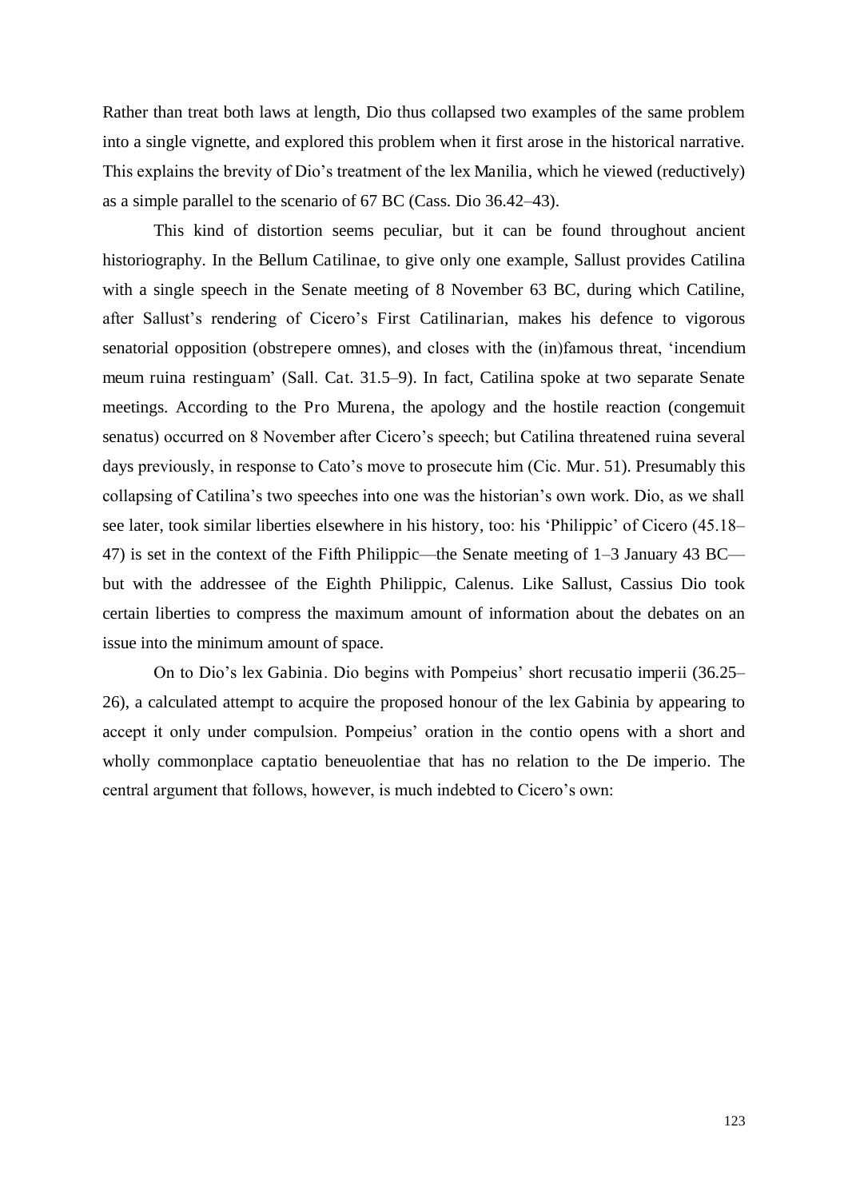Rather than treat both laws at length, Dio thus collapsed two examples of the same problem into a single vignette, and explored this problem when it first arose in the historical narrative. This explains the brevity of Dio's treatment of the lex Manilia, which he viewed (reductively) as a simple parallel to the scenario of 67 BC (Cass. Dio 36.42–43).

This kind of distortion seems peculiar, but it can be found throughout ancient historiography. In the Bellum Catilinae, to give only one example, Sallust provides Catilina with a single speech in the Senate meeting of 8 November 63 BC, during which Catiline, after Sallust's rendering of Cicero's First Catilinarian, makes his defence to vigorous senatorial opposition (obstrepere omnes), and closes with the (in)famous threat, 'incendium meum ruina restinguam' (Sall. Cat. 31.5–9). In fact, Catilina spoke at two separate Senate meetings. According to the Pro Murena, the apology and the hostile reaction (congemuit senatus) occurred on 8 November after Cicero's speech; but Catilina threatened ruina several days previously, in response to Cato's move to prosecute him (Cic. Mur. 51). Presumably this collapsing of Catilina's two speeches into one was the historian's own work. Dio, as we shall see later, took similar liberties elsewhere in his history, too: his 'Philippic' of Cicero (45.18–47) is set in the context of the Fifth Philippic—the Senate meeting of 1–3 January 43 BC—but with the addressee of the Eighth Philippic, Calenus. Like Sallust, Cassius Dio took certain liberties to compress the maximum amount of information about the debates on an issue into the minimum amount of space.

On to Dio's lex Gabinia. Dio begins with Pompeius' short recusatio imperii (36.25–26), a calculated attempt to acquire the proposed honour of the lex Gabinia by appearing to accept it only under compulsion. Pompeius' oration in the contio opens with a short and wholly commonplace captatio beneuolentiae that has no relation to the De imperio. The central argument that follows, however, is much indebted to Cicero's own: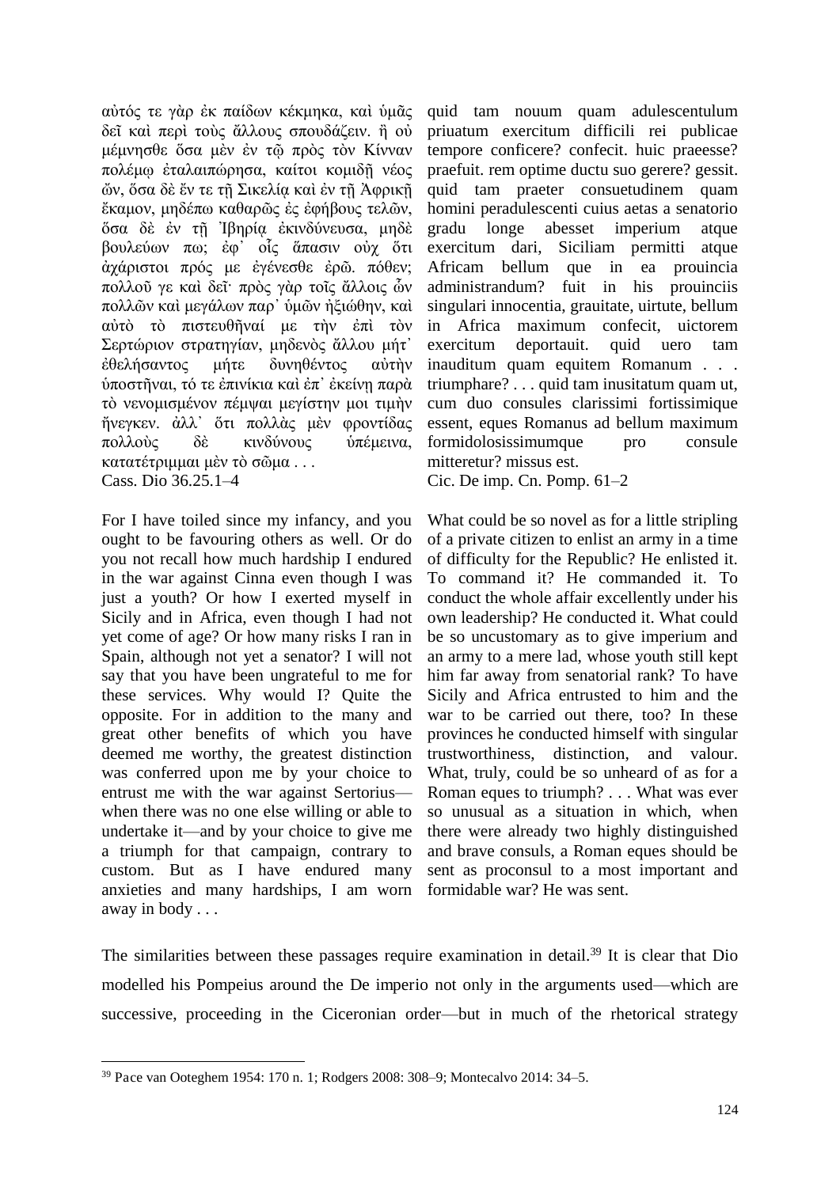αὐτός τε γὰρ ἐκ παίδων κέκμηκα, καὶ ὑμᾶς δεῖ καὶ περὶ τοὺς ἄλλους σπουδάζειν. ἢ οὐ μέμνησθε ὅσα μὲν ἐν τῷ πρὸς τὸν Κίνναν πολέμῳ ἐταλαιπώρησα, καίτοι κομιδῇ νέος ὤν, ὅσα δὲ ἔν τε τῇ Σικελίᾳ καὶ ἐν τῇ Ἀφρικῇ ἔκαμον, μηδέπω καθαρῶς ἐς ἐφήβους τελῶν, ὅσα δὲ ἐν τῇ Ἰβηρίᾳ ἐκινδύνευσα, μηδὲ βουλεύων πω; ἐφ᾽ οἷς ἅπασιν οὐχ ὅτι ἀχάριστοι πρός με ἐγένεσθε ἐρῶ. πόθεν; πολλοῦ γε καὶ δεῖ· πρὸς γὰρ τοῖς ἄλλοις ὧν πολλῶν καὶ μεγάλων παρ᾽ ὑμῶν ἠξιώθην, καὶ αὐτὸ τὸ πιστευθῆναί με τὴν ἐπὶ τὸν Σερτώριον στρατηγίαν, μηδενὸς ἄλλου μήτ᾽ ἐθελήσαντος μήτε δυνηθέντος αὐτὴν ὑποστῆναι, τό τε ἐπινίκια καὶ ἐπ᾽ ἐκείνῃ παρὰ τὸ νενομισμένον πέμψαι μεγίστην μοι τιμὴν ἤνεγκεν. ἀλλ᾽ ὅτι πολλὰς μὲν φροντίδας πολλοὺς δὲ κινδύνους ὑπέμεινα, κατατέτριμμαι μὲν τὸ σῶμα . . .
Cass. Dio 36.25.1–4

quid tam nouum quam adulescentulum priuatum exercitum difficili rei publicae tempore conficere? confecit. huic praeesse? praefuit. rem optime ductu suo gerere? gessit. quid tam praeter consuetudinem quam homini peradulescenti cuius aetas a senatorio gradu longe abesset imperium atque exercitum dari, Siciliam permitti atque Africam bellum que in ea prouincia administrandum? fuit in his prouinciis singulari innocentia, grauitate, uirtute, bellum in Africa maximum confecit, uictorem exercitum deportauit. quid uero tam inauditum quam equitem Romanum . . . triumphare? . . . quid tam inusitatum quam ut, cum duo consules clarissimi fortissimique essent, eques Romanus ad bellum maximum formidolosissimumque pro consule mitteretur? missus est.
Cic. De imp. Cn. Pomp. 61–2

For I have toiled since my infancy, and you ought to be favouring others as well. Or do you not recall how much hardship I endured in the war against Cinna even though I was just a youth? Or how I exerted myself in Sicily and in Africa, even though I had not yet come of age? Or how many risks I ran in Spain, although not yet a senator? I will not say that you have been ungrateful to me for these services. Why would I? Quite the opposite. For in addition to the many and great other benefits of which you have deemed me worthy, the greatest distinction was conferred upon me by your choice to entrust me with the war against Sertorius—when there was no one else willing or able to undertake it—and by your choice to give me a triumph for that campaign, contrary to custom. But as I have endured many anxieties and many hardships, I am worn away in body . . .

What could be so novel as for a little stripling of a private citizen to enlist an army in a time of difficulty for the Republic? He enlisted it. To command it? He commanded it. To conduct the whole affair excellently under his own leadership? He conducted it. What could be so uncustomary as to give imperium and an army to a mere lad, whose youth still kept him far away from senatorial rank? To have Sicily and Africa entrusted to him and the war to be carried out there, too? In these provinces he conducted himself with singular trustworthiness, distinction, and valour. What, truly, could be so unheard of as for a Roman eques to triumph? . . . What was ever so unusual as a situation in which, when there were already two highly distinguished and brave consuls, a Roman eques should be sent as proconsul to a most important and formidable war? He was sent.

The similarities between these passages require examination in detail.[39] It is clear that Dio modelled his Pompeius around the De imperio not only in the arguments used—which are successive, proceeding in the Ciceronian order—but in much of the rhetorical strategy

[39] Pace van Ooteghem 1954: 170 n. 1; Rodgers 2008: 308–9; Montecalvo 2014: 34–5.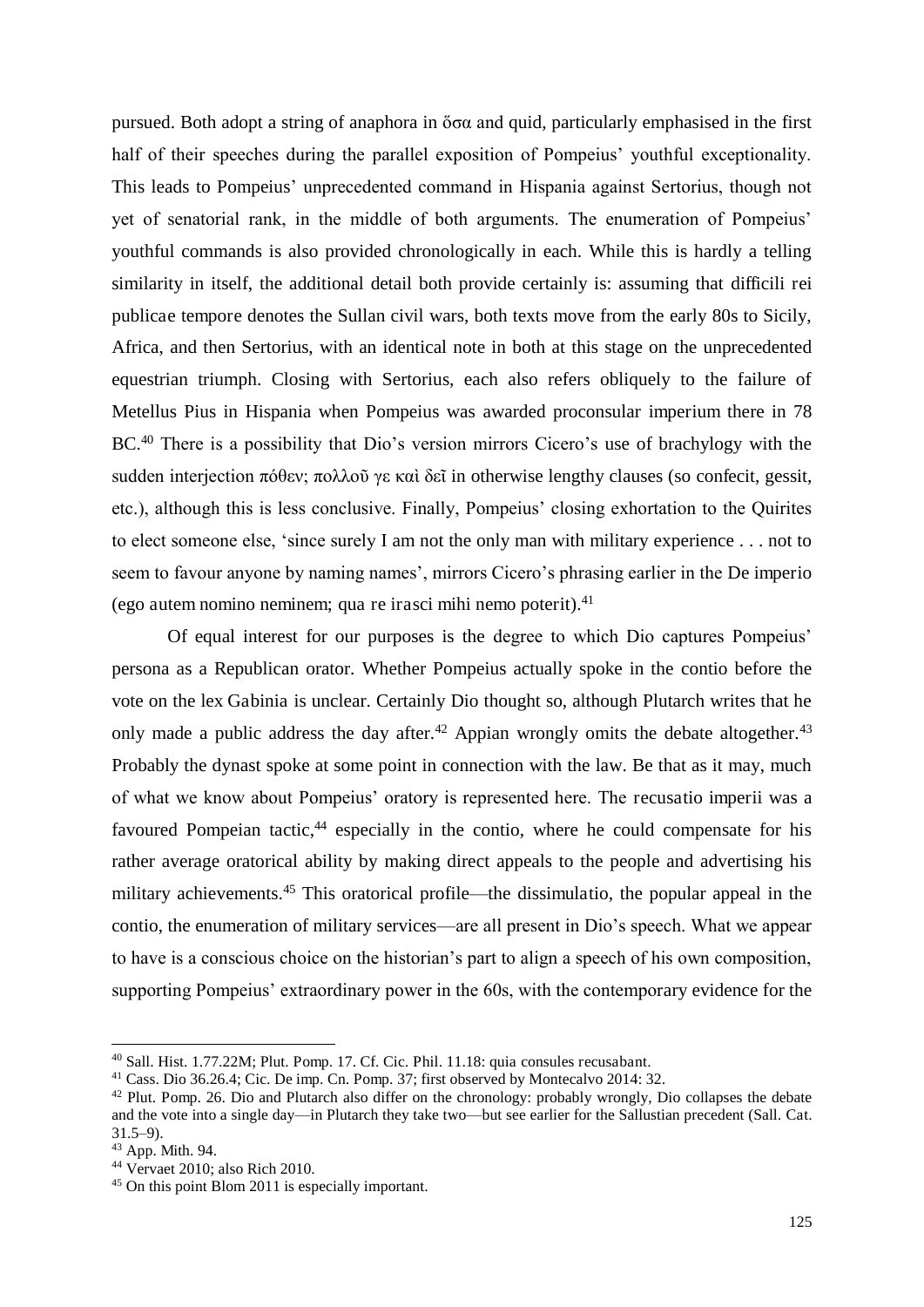pursued. Both adopt a string of anaphora in ὅσα and quid, particularly emphasised in the first half of their speeches during the parallel exposition of Pompeius' youthful exceptionality. This leads to Pompeius' unprecedented command in Hispania against Sertorius, though not yet of senatorial rank, in the middle of both arguments. The enumeration of Pompeius' youthful commands is also provided chronologically in each. While this is hardly a telling similarity in itself, the additional detail both provide certainly is: assuming that difficili rei publicae tempore denotes the Sullan civil wars, both texts move from the early 80s to Sicily, Africa, and then Sertorius, with an identical note in both at this stage on the unprecedented equestrian triumph. Closing with Sertorius, each also refers obliquely to the failure of Metellus Pius in Hispania when Pompeius was awarded proconsular imperium there in 78 BC.[40] There is a possibility that Dio's version mirrors Cicero's use of brachylogy with the sudden interjection πόθεν; πολλοῦ γε καὶ δεῖ in otherwise lengthy clauses (so confecit, gessit, etc.), although this is less conclusive. Finally, Pompeius' closing exhortation to the Quirites to elect someone else, 'since surely I am not the only man with military experience . . . not to seem to favour anyone by naming names', mirrors Cicero's phrasing earlier in the De imperio (ego autem nomino neminem; qua re irasci mihi nemo poterit).[41]

Of equal interest for our purposes is the degree to which Dio captures Pompeius' persona as a Republican orator. Whether Pompeius actually spoke in the contio before the vote on the lex Gabinia is unclear. Certainly Dio thought so, although Plutarch writes that he only made a public address the day after.[42] Appian wrongly omits the debate altogether.[43] Probably the dynast spoke at some point in connection with the law. Be that as it may, much of what we know about Pompeius' oratory is represented here. The recusatio imperii was a favoured Pompeian tactic,[44] especially in the contio, where he could compensate for his rather average oratorical ability by making direct appeals to the people and advertising his military achievements.[45] This oratorical profile—the dissimulatio, the popular appeal in the contio, the enumeration of military services—are all present in Dio's speech. What we appear to have is a conscious choice on the historian's part to align a speech of his own composition, supporting Pompeius' extraordinary power in the 60s, with the contemporary evidence for the

---

[40] Sall. Hist. 1.77.22M; Plut. Pomp. 17. Cf. Cic. Phil. 11.18: quia consules recusabant.

[41] Cass. Dio 36.26.4; Cic. De imp. Cn. Pomp. 37; first observed by Montecalvo 2014: 32.

[42] Plut. Pomp. 26. Dio and Plutarch also differ on the chronology: probably wrongly, Dio collapses the debate and the vote into a single day—in Plutarch they take two—but see earlier for the Sallustian precedent (Sall. Cat. 31.5–9).

[43] App. Mith. 94.

[44] Vervaet 2010; also Rich 2010.

[45] On this point Blom 2011 is especially important.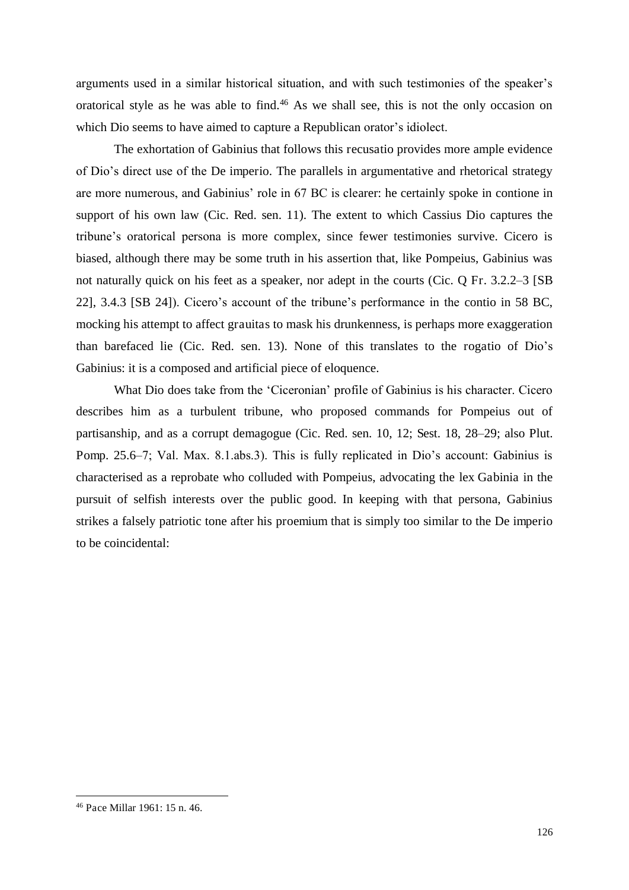arguments used in a similar historical situation, and with such testimonies of the speaker's oratorical style as he was able to find.[46] As we shall see, this is not the only occasion on which Dio seems to have aimed to capture a Republican orator's idiolect.

The exhortation of Gabinius that follows this recusatio provides more ample evidence of Dio's direct use of the De imperio. The parallels in argumentative and rhetorical strategy are more numerous, and Gabinius' role in 67 BC is clearer: he certainly spoke in contione in support of his own law (Cic. Red. sen. 11). The extent to which Cassius Dio captures the tribune's oratorical persona is more complex, since fewer testimonies survive. Cicero is biased, although there may be some truth in his assertion that, like Pompeius, Gabinius was not naturally quick on his feet as a speaker, nor adept in the courts (Cic. Q Fr. 3.2.2–3 [SB 22], 3.4.3 [SB 24]). Cicero's account of the tribune's performance in the contio in 58 BC, mocking his attempt to affect grauitas to mask his drunkenness, is perhaps more exaggeration than barefaced lie (Cic. Red. sen. 13). None of this translates to the rogatio of Dio's Gabinius: it is a composed and artificial piece of eloquence.

What Dio does take from the 'Ciceronian' profile of Gabinius is his character. Cicero describes him as a turbulent tribune, who proposed commands for Pompeius out of partisanship, and as a corrupt demagogue (Cic. Red. sen. 10, 12; Sest. 18, 28–29; also Plut. Pomp. 25.6–7; Val. Max. 8.1.abs.3). This is fully replicated in Dio's account: Gabinius is characterised as a reprobate who colluded with Pompeius, advocating the lex Gabinia in the pursuit of selfish interests over the public good. In keeping with that persona, Gabinius strikes a falsely patriotic tone after his proemium that is simply too similar to the De imperio to be coincidental:

---

[46] Pace Millar 1961: 15 n. 46.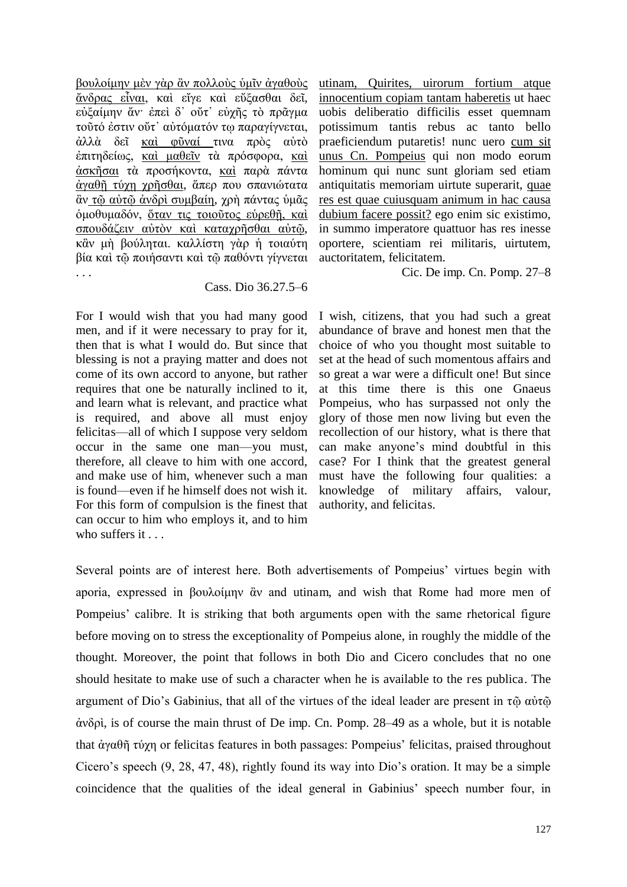<u>βουλοίμην μὲν γὰρ ἂν πολλοὺς ὑμῖν ἀγαθοὺς ἄνδρας εἶναι</u>, καὶ εἴγε καὶ εὔξασθαι δεῖ, εὐξαίμην ἄν· ἐπεὶ δ᾽ οὔτ᾽ εὐχῆς τὸ πρᾶγμα τοῦτό ἐστιν οὔτ᾽ αὐτόματόν τῳ παραγίγνεται, ἀλλὰ δεῖ <u>καὶ φῦναί</u> τινα πρὸς αὐτὸ ἐπιτηδείως, <u>καὶ μαθεῖν</u> τὰ πρόσφορα, <u>καὶ ἀσκῆσαι</u> τὰ προσήκοντα, <u>καὶ</u> παρὰ πάντα <u>ἀγαθῇ τύχῃ χρῆσθαι</u>, ἅπερ που σπανιώτατα ἂν <u>τῷ αὐτῷ ἀνδρὶ συμβαίη</u>, χρὴ πάντας ὑμᾶς ὁμοθυμαδόν, <u>ὅταν τις τοιοῦτος εὑρεθῇ, καὶ σπουδάζειν αὐτὸν καὶ καταχρῆσθαι αὐτῷ</u>, κἂν μὴ βούληται. καλλίστη γὰρ ἡ τοιαύτη βία καὶ τῷ ποιήσαντι καὶ τῷ παθόντι γίγνεται . . .

Cass. Dio 36.27.5–6

<u>utinam, Quirites, uirorum fortium atque innocentium copiam tantam haberetis</u> ut haec uobis deliberatio difficilis esset quemnam potissimum tantis rebus ac tanto bello praeficiendum putaretis! nunc uero <u>cum sit unus Cn. Pompeius</u> qui non modo eorum hominum qui nunc sunt gloriam sed etiam antiquitatis memoriam uirtute superarit, <u>quae res est quae cuiusquam animum in hac causa dubium facere possit?</u> ego enim sic existimo, in summo imperatore quattuor has res inesse oportere, scientiam rei militaris, uirtutem, auctoritatem, felicitatem.

Cic. De imp. Cn. Pomp. 27–8

For I would wish that you had many good men, and if it were necessary to pray for it, then that is what I would do. But since that blessing is not a praying matter and does not come of its own accord to anyone, but rather requires that one be naturally inclined to it, and learn what is relevant, and practice what is required, and above all must enjoy felicitas—all of which I suppose very seldom occur in the same one man—you must, therefore, all cleave to him with one accord, and make use of him, whenever such a man is found—even if he himself does not wish it. For this form of compulsion is the finest that can occur to him who employs it, and to him who suffers it . . .

I wish, citizens, that you had such a great abundance of brave and honest men that the choice of who you thought most suitable to set at the head of such momentous affairs and so great a war were a difficult one! But since at this time there is this one Gnaeus Pompeius, who has surpassed not only the glory of those men now living but even the recollection of our history, what is there that can make anyone's mind doubtful in this case? For I think that the greatest general must have the following four qualities: a knowledge of military affairs, valour, authority, and felicitas.

Several points are of interest here. Both advertisements of Pompeius' virtues begin with aporia, expressed in βουλοίμην ἂν and utinam, and wish that Rome had more men of Pompeius' calibre. It is striking that both arguments open with the same rhetorical figure before moving on to stress the exceptionality of Pompeius alone, in roughly the middle of the thought. Moreover, the point that follows in both Dio and Cicero concludes that no one should hesitate to make use of such a character when he is available to the res publica. The argument of Dio's Gabinius, that all of the virtues of the ideal leader are present in τῷ αὐτῷ ἀνδρὶ, is of course the main thrust of De imp. Cn. Pomp. 28–49 as a whole, but it is notable that ἀγαθῇ τύχῃ or felicitas features in both passages: Pompeius' felicitas, praised throughout Cicero's speech (9, 28, 47, 48), rightly found its way into Dio's oration. It may be a simple coincidence that the qualities of the ideal general in Gabinius' speech number four, in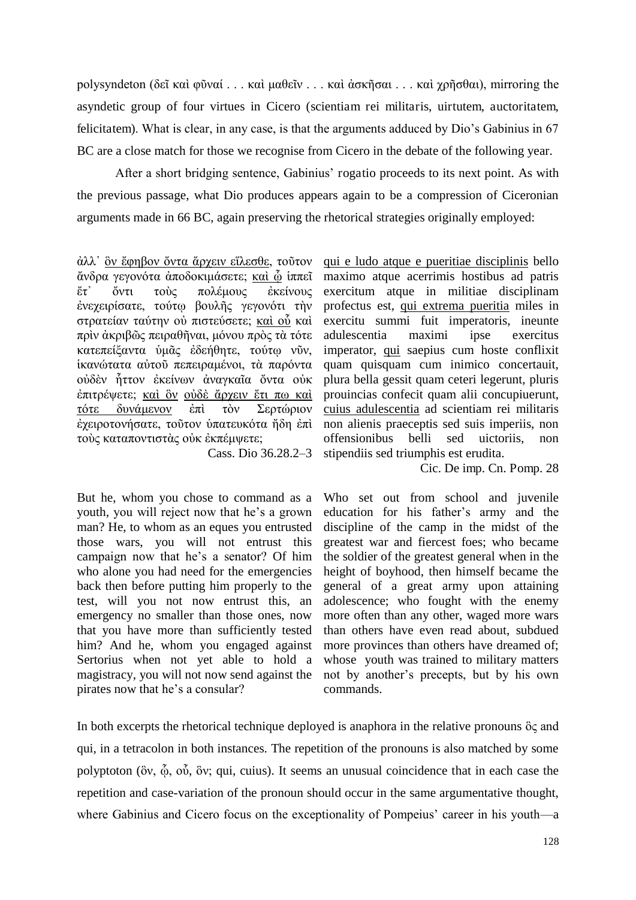polysyndeton (δεῖ καὶ φῦναί . . . καὶ μαθεῖν . . . καὶ ἀσκῆσαι . . . καὶ χρῆσθαι), mirroring the asyndetic group of four virtues in Cicero (*scientiam rei militaris, uirtutem, auctoritatem, felicitatem*). What is clear, in any case, is that the arguments adduced by Dio's Gabinius in 67 BC are a close match for those we recognise from Cicero in the debate of the following year.

After a short bridging sentence, Gabinius' *rogatio* proceeds to its next point. As with the previous passage, what Dio produces appears again to be a compression of Ciceronian arguments made in 66 BC, again preserving the rhetorical strategies originally employed:

ἀλλ᾽ <u>ὃν</u> ἔφηβον ὄντα ἄρχειν εἵλεσθε, τοῦτον ἄνδρα γεγονότα ἀποδοκιμάσετε; <u>καὶ ᾧ</u> ἱππεῖ ἔτ᾽ ὄντι τοὺς πολέμους ἐκείνους ἐνεχειρίσατε, τούτῳ βουλῆς γεγονότι τὴν στρατείαν ταύτην οὐ πιστεύσετε; <u>καὶ οὗ</u> καὶ πρὶν ἀκριβῶς πειραθῆναι, μόνου πρὸς τὰ τότε κατεπείξαντα ὑμᾶς ἐδεήθητε, τούτῳ νῦν, ἱκανώτατα αὐτοῦ πεπειραμένοι, τὰ παρόντα οὐδὲν ἧττον ἐκείνων ἀναγκαῖα ὄντα οὐκ ἐπιτρέψετε; <u>καὶ ὃν</u> <u>οὐδὲ ἄρχειν ἔτι πω καὶ τότε δυνάμενον</u> ἐπὶ τὸν Σερτώριον ἐχειροτονήσατε, τοῦτον ὑπατευκότα ἤδη ἐπὶ τοὺς καταποντιστὰς οὐκ ἐκπέμψετε;

Cass. Dio 36.28.2–3

But he, whom you chose to command as a youth, you will reject now that he's a grown man? He, to whom as an eques you entrusted those wars, you will not entrust this campaign now that he's a senator? Of him who alone you had need for the emergencies back then before putting him properly to the test, will you not now entrust this, an emergency no smaller than those ones, now that you have more than sufficiently tested him? And he, whom you engaged against Sertorius when not yet able to hold a magistracy, you will not now send against the pirates now that he's a consular?

*<u>qui e ludo atque e pueritiae disciplinis</u> bello maximo atque acerrimis hostibus ad patris exercitum atque in militiae disciplinam profectus est, <u>qui extrema pueritia</u> miles in exercitu summi fuit imperatoris, ineunte adulescentia maximi ipse exercitus imperator, <u>qui</u> saepius cum hoste conflixit quam quisquam cum inimico concertauit, plura bella gessit quam ceteri legerunt, pluris prouincias confecit quam alii concupiuerunt, <u>cuius adulescentia</u> ad scientiam rei militaris non alienis praeceptis sed suis imperiis, non offensionibus belli sed uictoriis, non stipendiis sed triumphis est erudita.*

Cic. De imp. Cn. Pomp. 28

Who set out from school and juvenile education for his father's army and the discipline of the camp in the midst of the greatest war and fiercest foes; who became the soldier of the greatest general when in the height of boyhood, then himself became the general of a great army upon attaining adolescence; who fought with the enemy more often than any other, waged more wars than others have even read about, subdued more provinces than others have dreamed of; whose youth was trained to military matters not by another's precepts, but by his own commands.

In both excerpts the rhetorical technique deployed is anaphora in the relative pronouns ὃς and *qui*, in a tetracolon in both instances. The repetition of the pronouns is also matched by some polyptoton (ὃν, ᾧ, οὗ, ὃν; *qui*, *cuius*). It seems an unusual coincidence that in each case the repetition and case-variation of the pronoun should occur in the same argumentative thought, where Gabinius and Cicero focus on the exceptionality of Pompeius' career in his youth—a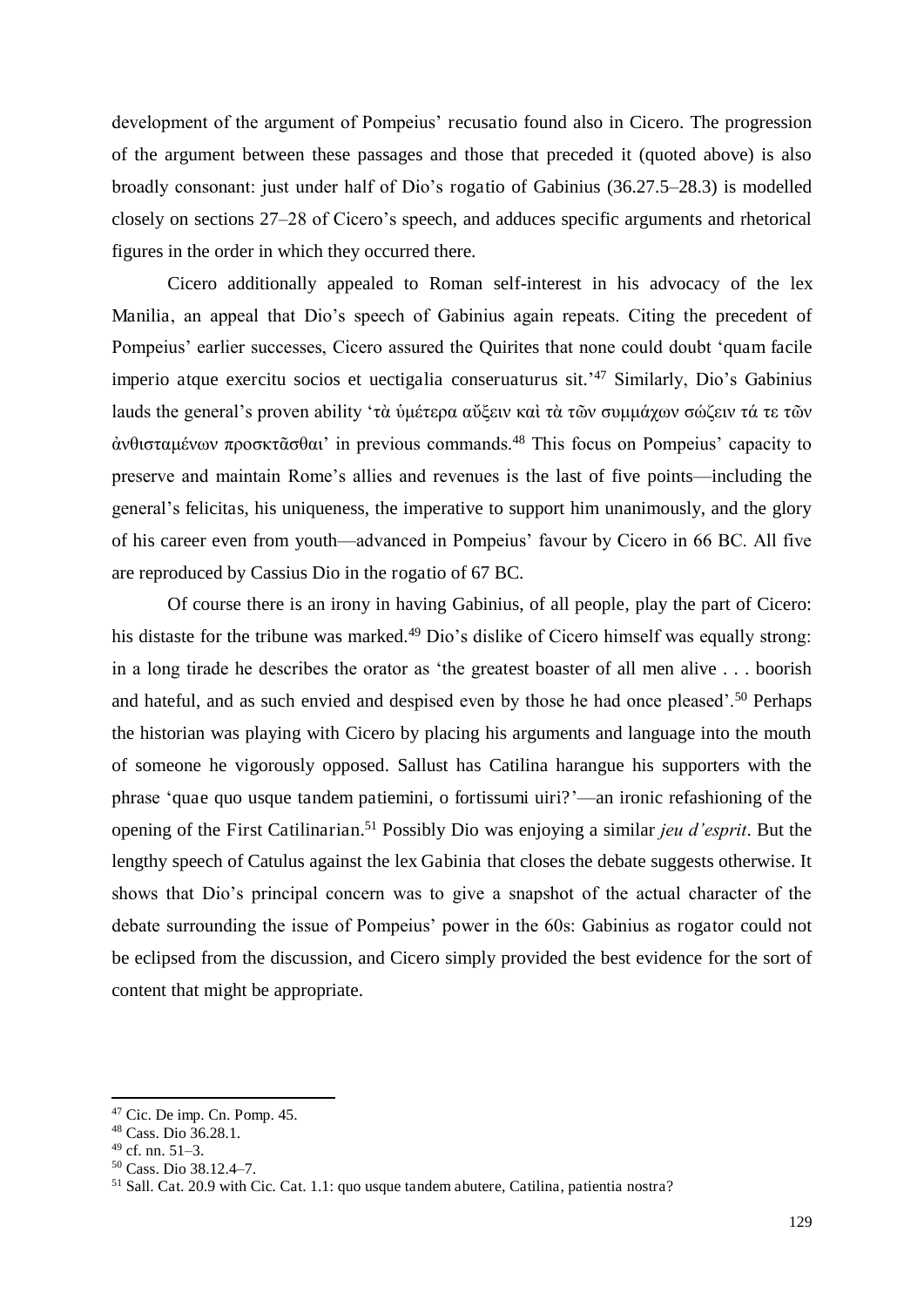development of the argument of Pompeius' recusatio found also in Cicero. The progression of the argument between these passages and those that preceded it (quoted above) is also broadly consonant: just under half of Dio's rogatio of Gabinius (36.27.5–28.3) is modelled closely on sections 27–28 of Cicero's speech, and adduces specific arguments and rhetorical figures in the order in which they occurred there.

Cicero additionally appealed to Roman self-interest in his advocacy of the lex Manilia, an appeal that Dio's speech of Gabinius again repeats. Citing the precedent of Pompeius' earlier successes, Cicero assured the Quirites that none could doubt 'quam facile imperio atque exercitu socios et uectigalia conseruaturus sit.'[47] Similarly, Dio's Gabinius lauds the general's proven ability 'τὰ ὑμέτερα αὔξειν καὶ τὰ τῶν συμμάχων σώζειν τά τε τῶν ἀνθισταμένων προσκτᾶσθαι' in previous commands.[48] This focus on Pompeius' capacity to preserve and maintain Rome's allies and revenues is the last of five points—including the general's felicitas, his uniqueness, the imperative to support him unanimously, and the glory of his career even from youth—advanced in Pompeius' favour by Cicero in 66 BC. All five are reproduced by Cassius Dio in the rogatio of 67 BC.

Of course there is an irony in having Gabinius, of all people, play the part of Cicero: his distaste for the tribune was marked.[49] Dio's dislike of Cicero himself was equally strong: in a long tirade he describes the orator as 'the greatest boaster of all men alive . . . boorish and hateful, and as such envied and despised even by those he had once pleased'.[50] Perhaps the historian was playing with Cicero by placing his arguments and language into the mouth of someone he vigorously opposed. Sallust has Catilina harangue his supporters with the phrase 'quae quo usque tandem patiemini, o fortissumi uiri?'—an ironic refashioning of the opening of the First Catilinarian.[51] Possibly Dio was enjoying a similar *jeu d'esprit*. But the lengthy speech of Catulus against the lex Gabinia that closes the debate suggests otherwise. It shows that Dio's principal concern was to give a snapshot of the actual character of the debate surrounding the issue of Pompeius' power in the 60s: Gabinius as rogator could not be eclipsed from the discussion, and Cicero simply provided the best evidence for the sort of content that might be appropriate.

---

[47] Cic. De imp. Cn. Pomp. 45.

[48] Cass. Dio 36.28.1.

[49] cf. nn. 51–3.

[50] Cass. Dio 38.12.4–7.

[51] Sall. Cat. 20.9 with Cic. Cat. 1.1: quo usque tandem abutere, Catilina, patientia nostra?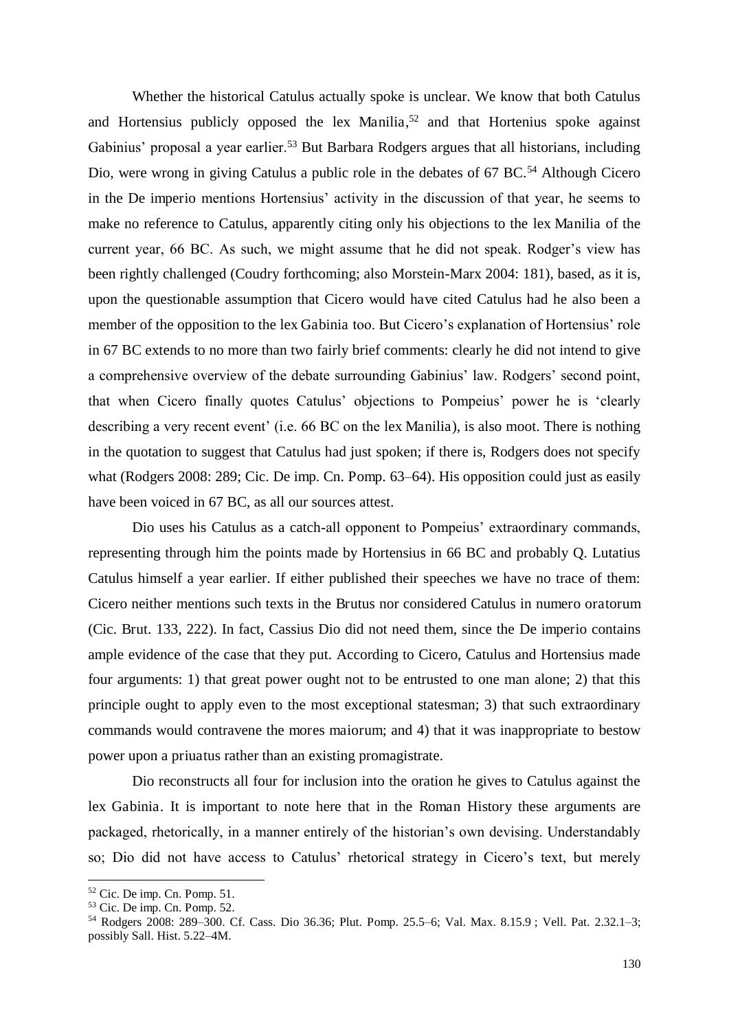Whether the historical Catulus actually spoke is unclear. We know that both Catulus and Hortensius publicly opposed the lex Manilia,[52] and that Hortenius spoke against Gabinius' proposal a year earlier.[53] But Barbara Rodgers argues that all historians, including Dio, were wrong in giving Catulus a public role in the debates of 67 BC.[54] Although Cicero in the De imperio mentions Hortensius' activity in the discussion of that year, he seems to make no reference to Catulus, apparently citing only his objections to the lex Manilia of the current year, 66 BC. As such, we might assume that he did not speak. Rodger's view has been rightly challenged (Coudry forthcoming; also Morstein-Marx 2004: 181), based, as it is, upon the questionable assumption that Cicero would have cited Catulus had he also been a member of the opposition to the lex Gabinia too. But Cicero's explanation of Hortensius' role in 67 BC extends to no more than two fairly brief comments: clearly he did not intend to give a comprehensive overview of the debate surrounding Gabinius' law. Rodgers' second point, that when Cicero finally quotes Catulus' objections to Pompeius' power he is 'clearly describing a very recent event' (i.e. 66 BC on the lex Manilia), is also moot. There is nothing in the quotation to suggest that Catulus had just spoken; if there is, Rodgers does not specify what (Rodgers 2008: 289; Cic. De imp. Cn. Pomp. 63–64). His opposition could just as easily have been voiced in 67 BC, as all our sources attest.

Dio uses his Catulus as a catch-all opponent to Pompeius' extraordinary commands, representing through him the points made by Hortensius in 66 BC and probably Q. Lutatius Catulus himself a year earlier. If either published their speeches we have no trace of them: Cicero neither mentions such texts in the Brutus nor considered Catulus in numero oratorum (Cic. Brut. 133, 222). In fact, Cassius Dio did not need them, since the De imperio contains ample evidence of the case that they put. According to Cicero, Catulus and Hortensius made four arguments: 1) that great power ought not to be entrusted to one man alone; 2) that this principle ought to apply even to the most exceptional statesman; 3) that such extraordinary commands would contravene the mores maiorum; and 4) that it was inappropriate to bestow power upon a priuatus rather than an existing promagistrate.

Dio reconstructs all four for inclusion into the oration he gives to Catulus against the lex Gabinia. It is important to note here that in the Roman History these arguments are packaged, rhetorically, in a manner entirely of the historian's own devising. Understandably so; Dio did not have access to Catulus' rhetorical strategy in Cicero's text, but merely

---

[52] Cic. De imp. Cn. Pomp. 51.

[53] Cic. De imp. Cn. Pomp. 52.

[54] Rodgers 2008: 289–300. Cf. Cass. Dio 36.36; Plut. Pomp. 25.5–6; Val. Max. 8.15.9 ; Vell. Pat. 2.32.1–3; possibly Sall. Hist. 5.22–4M.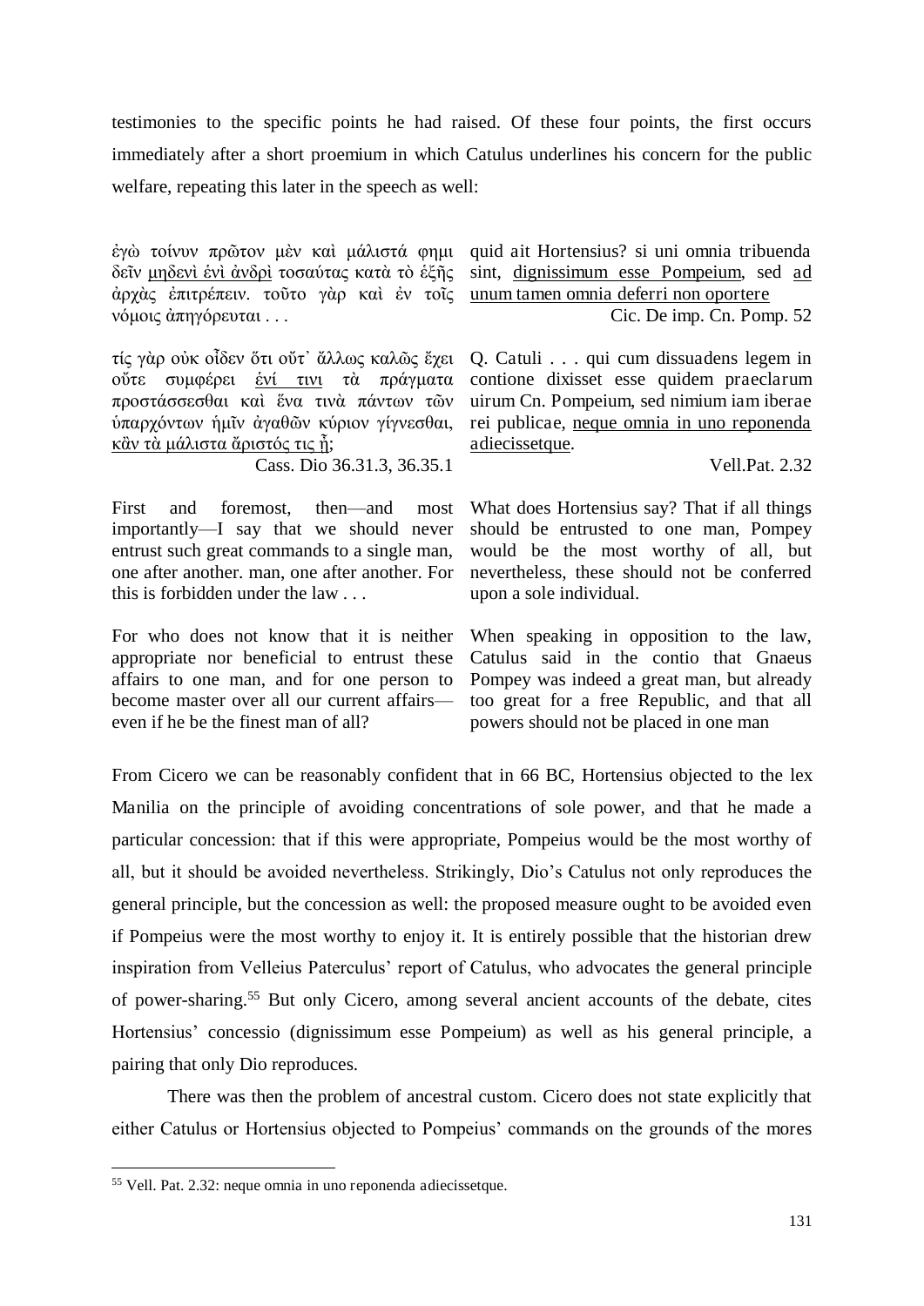testimonies to the specific points he had raised. Of these four points, the first occurs immediately after a short proemium in which Catulus underlines his concern for the public welfare, repeating this later in the speech as well:

| | |
|---|---|
| ἐγὼ τοίνυν πρῶτον μὲν καὶ μάλιστά φημι δεῖν <u>μηδενὶ ἑνὶ ἀνδρὶ</u> τοσαύτας κατὰ τὸ ἑξῆς ἀρχὰς ἐπιτρέπειν. τοῦτο γὰρ καὶ ἐν τοῖς νόμοις ἀπηγόρευται . . . | quid ait Hortensius? si uni omnia tribuenda sint, <u>dignissimum esse Pompeium</u>, sed <u>ad unum tamen omnia deferri non oportere</u><br>Cic. De imp. Cn. Pomp. 52 |
| τίς γὰρ οὐκ οἶδεν ὅτι οὔτ᾽ ἄλλως καλῶς ἔχει οὔτε συμφέρει <u>ἑνί τινι</u> τὰ πράγματα προστάσσεσθαι καὶ ἕνα τινὰ πάντων τῶν ὑπαρχόντων ἡμῖν ἀγαθῶν κύριον γίγνεσθαι, <u>κἂν τὰ μάλιστα ἄριστός τις ᾖ</u>;<br>Cass. Dio 36.31.3, 36.35.1 | Q. Catuli . . . qui cum dissuadens legem in contione dixisset esse quidem praeclarum uirum Cn. Pompeium, sed nimium iam iberae rei publicae, <u>neque omnia in uno reponenda adiecissetque</u>.<br>Vell.Pat. 2.32 |
| First and foremost, then—and most importantly—I say that we should never entrust such great commands to a single man, one after another. man, one after another. For this is forbidden under the law . . . | What does Hortensius say? That if all things should be entrusted to one man, Pompey would be the most worthy of all, but nevertheless, these should not be conferred upon a sole individual. |
| For who does not know that it is neither appropriate nor beneficial to entrust these affairs to one man, and for one person to become master over all our current affairs—even if he be the finest man of all? | When speaking in opposition to the law, Catulus said in the contio that Gnaeus Pompey was indeed a great man, but already too great for a free Republic, and that all powers should not be placed in one man |

From Cicero we can be reasonably confident that in 66 BC, Hortensius objected to the lex Manilia on the principle of avoiding concentrations of sole power, and that he made a particular concession: that if this were appropriate, Pompeius would be the most worthy of all, but it should be avoided nevertheless. Strikingly, Dio's Catulus not only reproduces the general principle, but the concession as well: the proposed measure ought to be avoided even if Pompeius were the most worthy to enjoy it. It is entirely possible that the historian drew inspiration from Velleius Paterculus' report of Catulus, who advocates the general principle of power-sharing.[55] But only Cicero, among several ancient accounts of the debate, cites Hortensius' concessio (dignissimum esse Pompeium) as well as his general principle, a pairing that only Dio reproduces.

There was then the problem of ancestral custom. Cicero does not state explicitly that either Catulus or Hortensius objected to Pompeius' commands on the grounds of the mores

[55] Vell. Pat. 2.32: neque omnia in uno reponenda adiecissetque.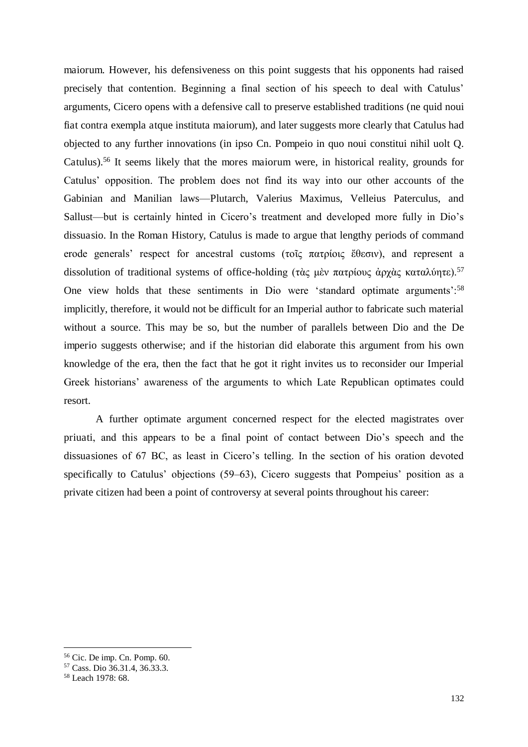maiorum. However, his defensiveness on this point suggests that his opponents had raised precisely that contention. Beginning a final section of his speech to deal with Catulus' arguments, Cicero opens with a defensive call to preserve established traditions (ne quid noui fiat contra exempla atque instituta maiorum), and later suggests more clearly that Catulus had objected to any further innovations (in ipso Cn. Pompeio in quo noui constitui nihil uolt Q. Catulus).[56] It seems likely that the mores maiorum were, in historical reality, grounds for Catulus' opposition. The problem does not find its way into our other accounts of the Gabinian and Manilian laws—Plutarch, Valerius Maximus, Velleius Paterculus, and Sallust—but is certainly hinted in Cicero's treatment and developed more fully in Dio's dissuasio. In the Roman History, Catulus is made to argue that lengthy periods of command erode generals' respect for ancestral customs (τοῖς πατρίοις ἔθεσιν), and represent a dissolution of traditional systems of office-holding (τὰς μὲν πατρίους ἀρχὰς καταλύητε).[57] One view holds that these sentiments in Dio were 'standard optimate arguments':[58] implicitly, therefore, it would not be difficult for an Imperial author to fabricate such material without a source. This may be so, but the number of parallels between Dio and the De imperio suggests otherwise; and if the historian did elaborate this argument from his own knowledge of the era, then the fact that he got it right invites us to reconsider our Imperial Greek historians' awareness of the arguments to which Late Republican optimates could resort.

A further optimate argument concerned respect for the elected magistrates over priuati, and this appears to be a final point of contact between Dio's speech and the dissuasiones of 67 BC, as least in Cicero's telling. In the section of his oration devoted specifically to Catulus' objections (59–63), Cicero suggests that Pompeius' position as a private citizen had been a point of controversy at several points throughout his career:

[56] Cic. De imp. Cn. Pomp. 60.

[57] Cass. Dio 36.31.4, 36.33.3.

[58] Leach 1978: 68.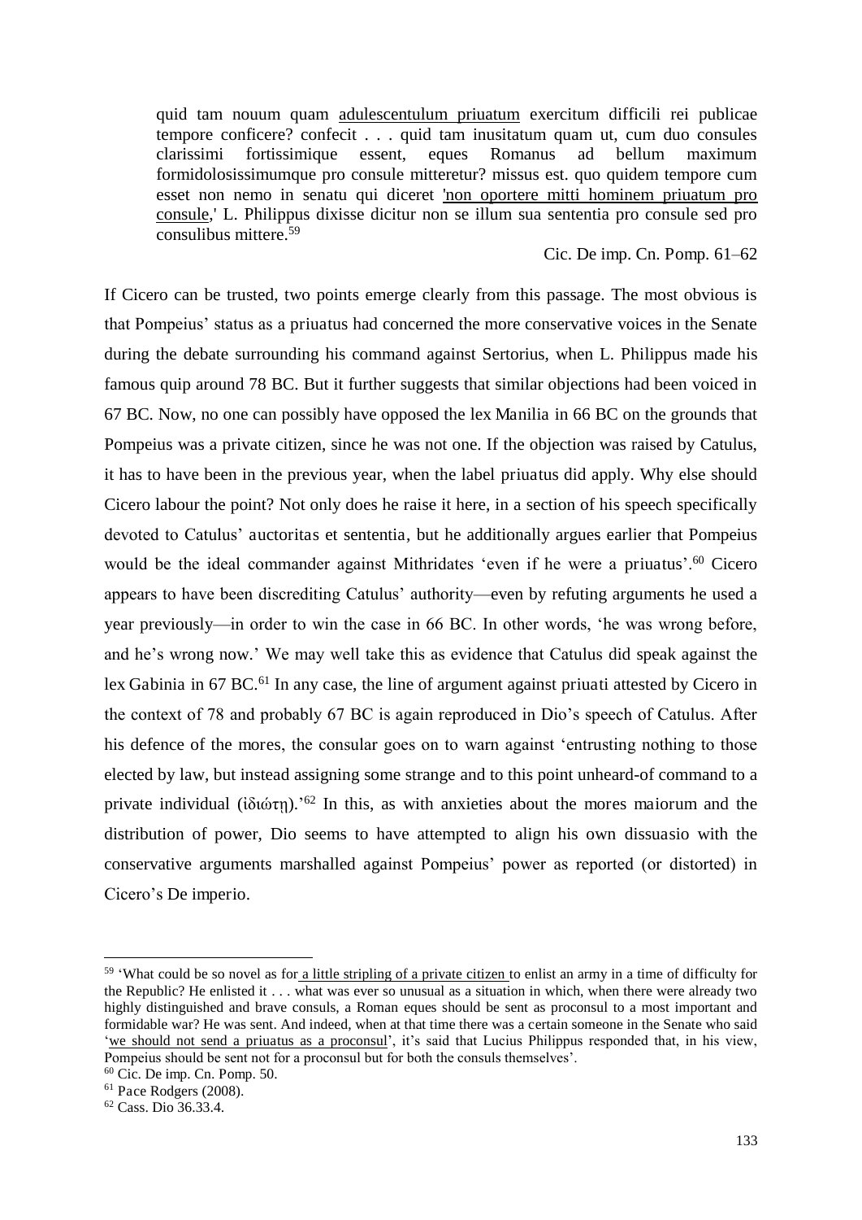> quid tam nouum quam <u>adulescentulum priuatum</u> exercitum difficili rei publicae tempore conficere? confecit . . . quid tam inusitatum quam ut, cum duo consules clarissimi fortissimique essent, eques Romanus ad bellum maximum formidolosissimumque pro consule mitteretur? missus est. quo quidem tempore cum esset non nemo in senatu qui diceret <u>'non oportere mitti hominem priuatum pro consule</u>,' L. Philippus dixisse dicitur non se illum sua sententia pro consule sed pro consulibus mittere.[59]
>
> Cic. De imp. Cn. Pomp. 61–62

If Cicero can be trusted, two points emerge clearly from this passage. The most obvious is that Pompeius' status as a priuatus had concerned the more conservative voices in the Senate during the debate surrounding his command against Sertorius, when L. Philippus made his famous quip around 78 BC. But it further suggests that similar objections had been voiced in 67 BC. Now, no one can possibly have opposed the lex Manilia in 66 BC on the grounds that Pompeius was a private citizen, since he was not one. If the objection was raised by Catulus, it has to have been in the previous year, when the label priuatus did apply. Why else should Cicero labour the point? Not only does he raise it here, in a section of his speech specifically devoted to Catulus' auctoritas et sententia, but he additionally argues earlier that Pompeius would be the ideal commander against Mithridates 'even if he were a priuatus'.[60] Cicero appears to have been discrediting Catulus' authority—even by refuting arguments he used a year previously—in order to win the case in 66 BC. In other words, 'he was wrong before, and he's wrong now.' We may well take this as evidence that Catulus did speak against the lex Gabinia in 67 BC.[61] In any case, the line of argument against priuati attested by Cicero in the context of 78 and probably 67 BC is again reproduced in Dio's speech of Catulus. After his defence of the mores, the consular goes on to warn against 'entrusting nothing to those elected by law, but instead assigning some strange and to this point unheard-of command to a private individual (ἰδιώτῃ).'[62] In this, as with anxieties about the mores maiorum and the distribution of power, Dio seems to have attempted to align his own dissuasio with the conservative arguments marshalled against Pompeius' power as reported (or distorted) in Cicero's De imperio.

---

[59] 'What could be so novel as for <u>a little stripling of a private citizen</u> to enlist an army in a time of difficulty for the Republic? He enlisted it . . . what was ever so unusual as a situation in which, when there were already two highly distinguished and brave consuls, a Roman eques should be sent as proconsul to a most important and formidable war? He was sent. And indeed, when at that time there was a certain someone in the Senate who said '<u>we should not send a priuatus as a proconsul</u>', it's said that Lucius Philippus responded that, in his view, Pompeius should be sent not for a proconsul but for both the consuls themselves'.

[60] Cic. De imp. Cn. Pomp. 50.

[61] Pace Rodgers (2008).

[62] Cass. Dio 36.33.4.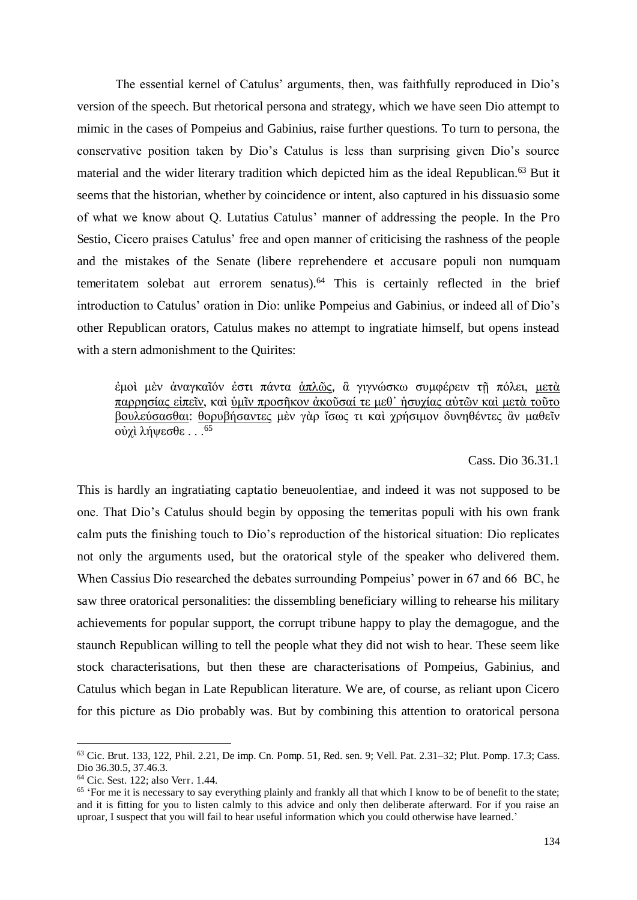The essential kernel of Catulus' arguments, then, was faithfully reproduced in Dio's version of the speech. But rhetorical persona and strategy, which we have seen Dio attempt to mimic in the cases of Pompeius and Gabinius, raise further questions. To turn to persona, the conservative position taken by Dio's Catulus is less than surprising given Dio's source material and the wider literary tradition which depicted him as the ideal Republican.[63] But it seems that the historian, whether by coincidence or intent, also captured in his dissuasio some of what we know about Q. Lutatius Catulus' manner of addressing the people. In the Pro Sestio, Cicero praises Catulus' free and open manner of criticising the rashness of the people and the mistakes of the Senate (libere reprehendere et accusare populi non numquam temeritatem solebat aut errorem senatus).[64] This is certainly reflected in the brief introduction to Catulus' oration in Dio: unlike Pompeius and Gabinius, or indeed all of Dio's other Republican orators, Catulus makes no attempt to ingratiate himself, but opens instead with a stern admonishment to the Quirites:

> ἐμοὶ μὲν ἀναγκαῖόν ἐστι πάντα <u>ἁπλῶς</u>, ἃ γιγνώσκω συμφέρειν τῇ πόλει, <u>μετὰ παρρησίας εἰπεῖν</u>, καὶ <u>ὑμῖν προσῆκον ἀκοῦσαί τε μεθ᾽ ἡσυχίας αὐτῶν καὶ μετὰ τοῦτο βουλεύσασθαι</u>: <u>θορυβήσαντες</u> μὲν γὰρ ἴσως τι καὶ χρήσιμον δυνηθέντες ἂν μαθεῖν οὐχὶ λήψεσθε . . .[65]
>
> Cass. Dio 36.31.1

This is hardly an ingratiating captatio beneuolentiae, and indeed it was not supposed to be one. That Dio's Catulus should begin by opposing the temeritas populi with his own frank calm puts the finishing touch to Dio's reproduction of the historical situation: Dio replicates not only the arguments used, but the oratorical style of the speaker who delivered them. When Cassius Dio researched the debates surrounding Pompeius' power in 67 and 66 BC, he saw three oratorical personalities: the dissembling beneficiary willing to rehearse his military achievements for popular support, the corrupt tribune happy to play the demagogue, and the staunch Republican willing to tell the people what they did not wish to hear. These seem like stock characterisations, but then these are characterisations of Pompeius, Gabinius, and Catulus which began in Late Republican literature. We are, of course, as reliant upon Cicero for this picture as Dio probably was. But by combining this attention to oratorical persona

---

[63] Cic. Brut. 133, 122, Phil. 2.21, De imp. Cn. Pomp. 51, Red. sen. 9; Vell. Pat. 2.31–32; Plut. Pomp. 17.3; Cass. Dio 36.30.5, 37.46.3.

[64] Cic. Sest. 122; also Verr. 1.44.

[65] 'For me it is necessary to say everything plainly and frankly all that which I know to be of benefit to the state; and it is fitting for you to listen calmly to this advice and only then deliberate afterward. For if you raise an uproar, I suspect that you will fail to hear useful information which you could otherwise have learned.'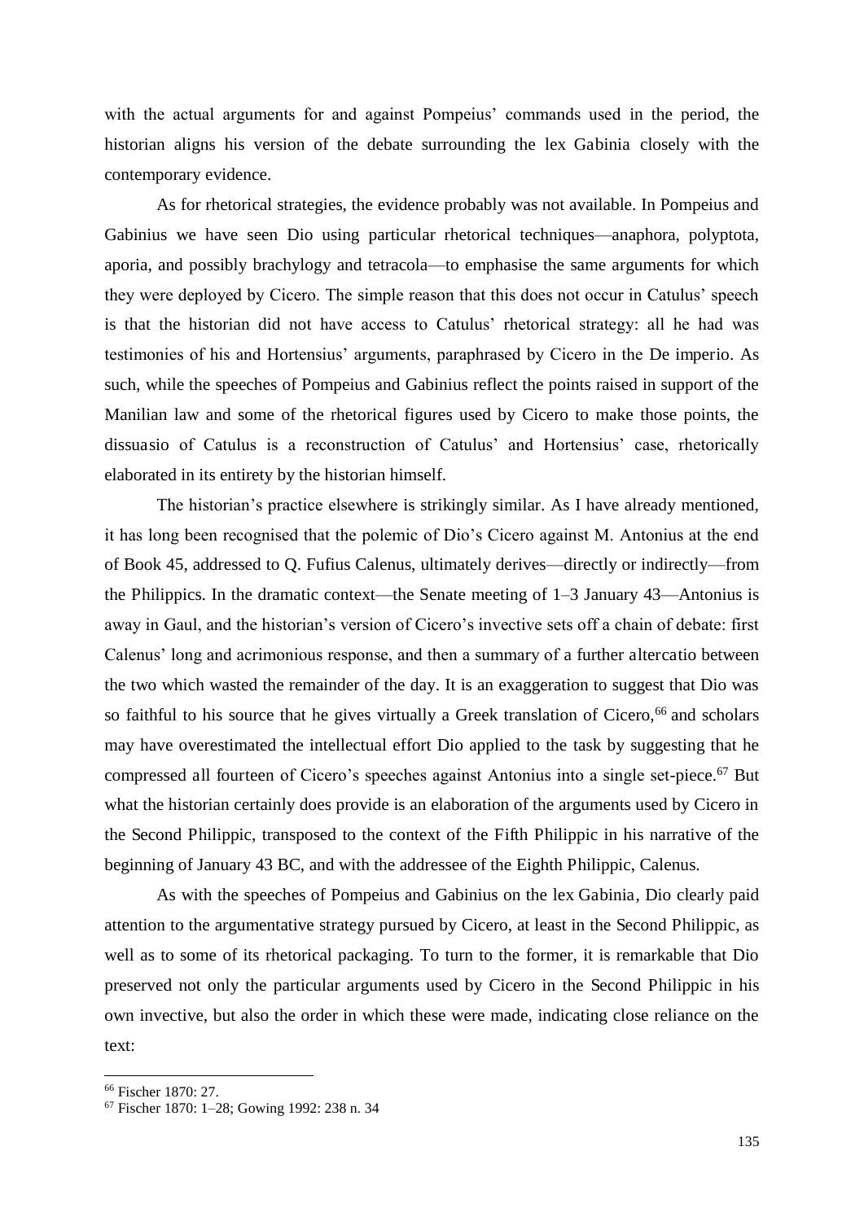with the actual arguments for and against Pompeius' commands used in the period, the historian aligns his version of the debate surrounding the lex Gabinia closely with the contemporary evidence.

As for rhetorical strategies, the evidence probably was not available. In Pompeius and Gabinius we have seen Dio using particular rhetorical techniques—anaphora, polyptota, aporia, and possibly brachylogy and tetracola—to emphasise the same arguments for which they were deployed by Cicero. The simple reason that this does not occur in Catulus' speech is that the historian did not have access to Catulus' rhetorical strategy: all he had was testimonies of his and Hortensius' arguments, paraphrased by Cicero in the De imperio. As such, while the speeches of Pompeius and Gabinius reflect the points raised in support of the Manilian law and some of the rhetorical figures used by Cicero to make those points, the dissuasio of Catulus is a reconstruction of Catulus' and Hortensius' case, rhetorically elaborated in its entirety by the historian himself.

The historian's practice elsewhere is strikingly similar. As I have already mentioned, it has long been recognised that the polemic of Dio's Cicero against M. Antonius at the end of Book 45, addressed to Q. Fufius Calenus, ultimately derives—directly or indirectly—from the Philippics. In the dramatic context—the Senate meeting of 1–3 January 43—Antonius is away in Gaul, and the historian's version of Cicero's invective sets off a chain of debate: first Calenus' long and acrimonious response, and then a summary of a further altercatio between the two which wasted the remainder of the day. It is an exaggeration to suggest that Dio was so faithful to his source that he gives virtually a Greek translation of Cicero,[66] and scholars may have overestimated the intellectual effort Dio applied to the task by suggesting that he compressed all fourteen of Cicero's speeches against Antonius into a single set-piece.[67] But what the historian certainly does provide is an elaboration of the arguments used by Cicero in the Second Philippic, transposed to the context of the Fifth Philippic in his narrative of the beginning of January 43 BC, and with the addressee of the Eighth Philippic, Calenus.

As with the speeches of Pompeius and Gabinius on the lex Gabinia, Dio clearly paid attention to the argumentative strategy pursued by Cicero, at least in the Second Philippic, as well as to some of its rhetorical packaging. To turn to the former, it is remarkable that Dio preserved not only the particular arguments used by Cicero in the Second Philippic in his own invective, but also the order in which these were made, indicating close reliance on the text:

---

[66] Fischer 1870: 27.

[67] Fischer 1870: 1–28; Gowing 1992: 238 n. 34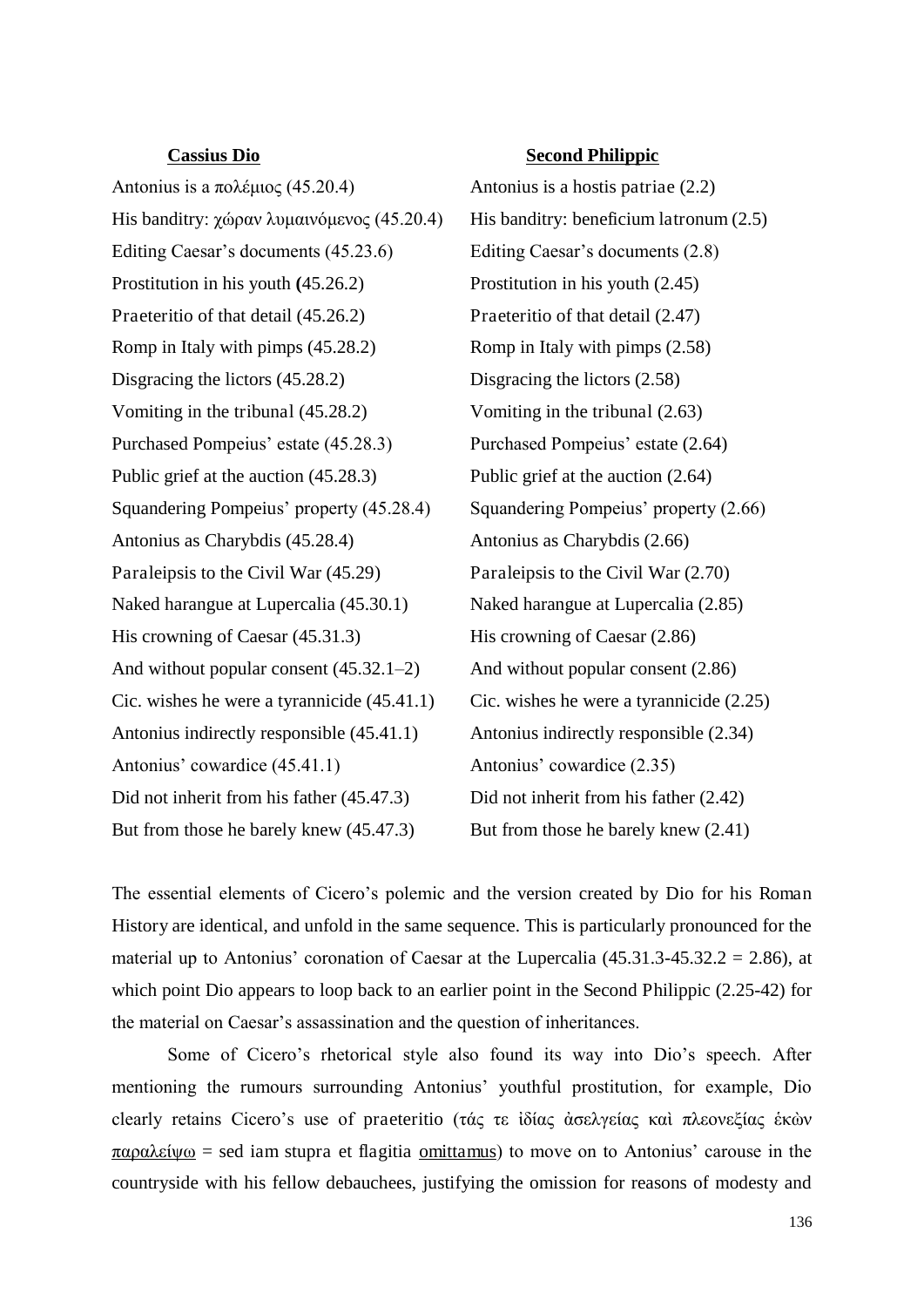| **Cassius Dio** | **Second Philippic** |
|---|---|
| Antonius is a πολέμιος (45.20.4) | Antonius is a hostis patriae (2.2) |
| His banditry: χώραν λυμαινόμενος (45.20.4) | His banditry: beneficium latronum (2.5) |
| Editing Caesar's documents (45.23.6) | Editing Caesar's documents (2.8) |
| Prostitution in his youth (45.26.2) | Prostitution in his youth (2.45) |
| Praeteritio of that detail (45.26.2) | Praeteritio of that detail (2.47) |
| Romp in Italy with pimps (45.28.2) | Romp in Italy with pimps (2.58) |
| Disgracing the lictors (45.28.2) | Disgracing the lictors (2.58) |
| Vomiting in the tribunal (45.28.2) | Vomiting in the tribunal (2.63) |
| Purchased Pompeius' estate (45.28.3) | Purchased Pompeius' estate (2.64) |
| Public grief at the auction (45.28.3) | Public grief at the auction (2.64) |
| Squandering Pompeius' property (45.28.4) | Squandering Pompeius' property (2.66) |
| Antonius as Charybdis (45.28.4) | Antonius as Charybdis (2.66) |
| Paraleipsis to the Civil War (45.29) | Paraleipsis to the Civil War (2.70) |
| Naked harangue at Lupercalia (45.30.1) | Naked harangue at Lupercalia (2.85) |
| His crowning of Caesar (45.31.3) | His crowning of Caesar (2.86) |
| And without popular consent (45.32.1–2) | And without popular consent (2.86) |
| Cic. wishes he were a tyrannicide (45.41.1) | Cic. wishes he were a tyrannicide (2.25) |
| Antonius indirectly responsible (45.41.1) | Antonius indirectly responsible (2.34) |
| Antonius' cowardice (45.41.1) | Antonius' cowardice (2.35) |
| Did not inherit from his father (45.47.3) | Did not inherit from his father (2.42) |
| But from those he barely knew (45.47.3) | But from those he barely knew (2.41) |

The essential elements of Cicero's polemic and the version created by Dio for his Roman History are identical, and unfold in the same sequence. This is particularly pronounced for the material up to Antonius' coronation of Caesar at the Lupercalia (45.31.3-45.32.2 = 2.86), at which point Dio appears to loop back to an earlier point in the Second Philippic (2.25-42) for the material on Caesar's assassination and the question of inheritances.

Some of Cicero's rhetorical style also found its way into Dio's speech. After mentioning the rumours surrounding Antonius' youthful prostitution, for example, Dio clearly retains Cicero's use of praeteritio (τάς τε ἰδίας ἀσελγείας καὶ πλεονεξίας ἑκὼν <u>παραλείψω</u> = sed iam stupra et flagitia <u>omittamus</u>) to move on to Antonius' carouse in the countryside with his fellow debauchees, justifying the omission for reasons of modesty and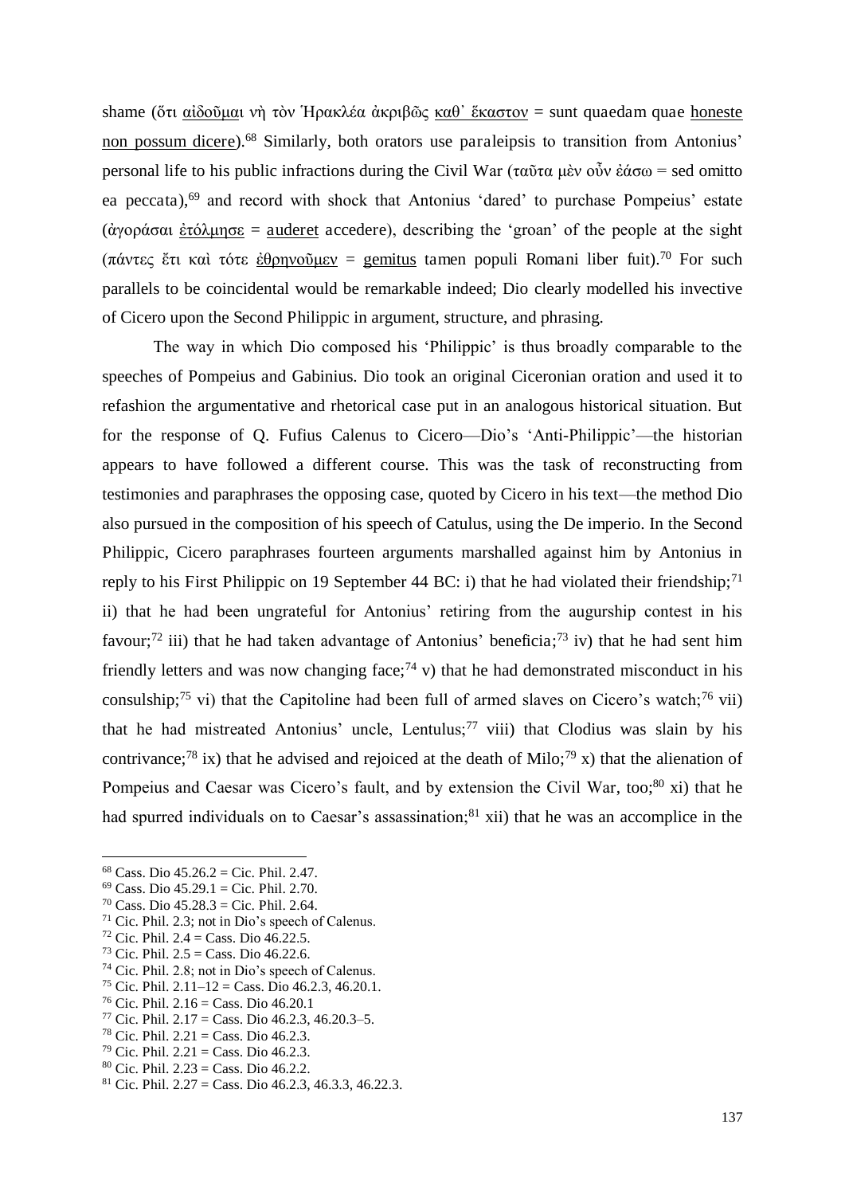shame (ὅτι <u>αἰδοῦμαι</u> νὴ τὸν Ἡρακλέα ἀκριβῶς <u>καθ᾽ ἕκαστον</u> = sunt quaedam quae <u>honeste non possum dicere</u>).[68] Similarly, both orators use paraleipsis to transition from Antonius' personal life to his public infractions during the Civil War (ταῦτα μὲν οὖν ἐάσω = sed omitto ea peccata),[69] and record with shock that Antonius 'dared' to purchase Pompeius' estate (ἀγοράσαι <u>ἐτόλμησε</u> = <u>auderet</u> accedere), describing the 'groan' of the people at the sight (πάντες ἔτι καὶ τότε <u>ἐθρηνοῦμεν</u> = <u>gemitus</u> tamen populi Romani liber fuit).[70] For such parallels to be coincidental would be remarkable indeed; Dio clearly modelled his invective of Cicero upon the Second Philippic in argument, structure, and phrasing.

The way in which Dio composed his 'Philippic' is thus broadly comparable to the speeches of Pompeius and Gabinius. Dio took an original Ciceronian oration and used it to refashion the argumentative and rhetorical case put in an analogous historical situation. But for the response of Q. Fufius Calenus to Cicero—Dio's 'Anti-Philippic'—the historian appears to have followed a different course. This was the task of reconstructing from testimonies and paraphrases the opposing case, quoted by Cicero in his text—the method Dio also pursued in the composition of his speech of Catulus, using the De imperio. In the Second Philippic, Cicero paraphrases fourteen arguments marshalled against him by Antonius in reply to his First Philippic on 19 September 44 BC: i) that he had violated their friendship;[71] ii) that he had been ungrateful for Antonius' retiring from the augurship contest in his favour;[72] iii) that he had taken advantage of Antonius' beneficia;[73] iv) that he had sent him friendly letters and was now changing face;[74] v) that he had demonstrated misconduct in his consulship;[75] vi) that the Capitoline had been full of armed slaves on Cicero's watch;[76] vii) that he had mistreated Antonius' uncle, Lentulus;[77] viii) that Clodius was slain by his contrivance;[78] ix) that he advised and rejoiced at the death of Milo;[79] x) that the alienation of Pompeius and Caesar was Cicero's fault, and by extension the Civil War, too;[80] xi) that he had spurred individuals on to Caesar's assassination;[81] xii) that he was an accomplice in the

---

[68] Cass. Dio 45.26.2 = Cic. Phil. 2.47.

[69] Cass. Dio 45.29.1 = Cic. Phil. 2.70.

[70] Cass. Dio 45.28.3 = Cic. Phil. 2.64.

[71] Cic. Phil. 2.3; not in Dio's speech of Calenus.

[72] Cic. Phil. 2.4 = Cass. Dio 46.22.5.

[73] Cic. Phil. 2.5 = Cass. Dio 46.22.6.

[74] Cic. Phil. 2.8; not in Dio's speech of Calenus.

[75] Cic. Phil. 2.11–12 = Cass. Dio 46.2.3, 46.20.1.

[76] Cic. Phil. 2.16 = Cass. Dio 46.20.1

[77] Cic. Phil. 2.17 = Cass. Dio 46.2.3, 46.20.3–5.

[78] Cic. Phil. 2.21 = Cass. Dio 46.2.3.

[79] Cic. Phil. 2.21 = Cass. Dio 46.2.3.

[80] Cic. Phil. 2.23 = Cass. Dio 46.2.2.

[81] Cic. Phil. 2.27 = Cass. Dio 46.2.3, 46.3.3, 46.22.3.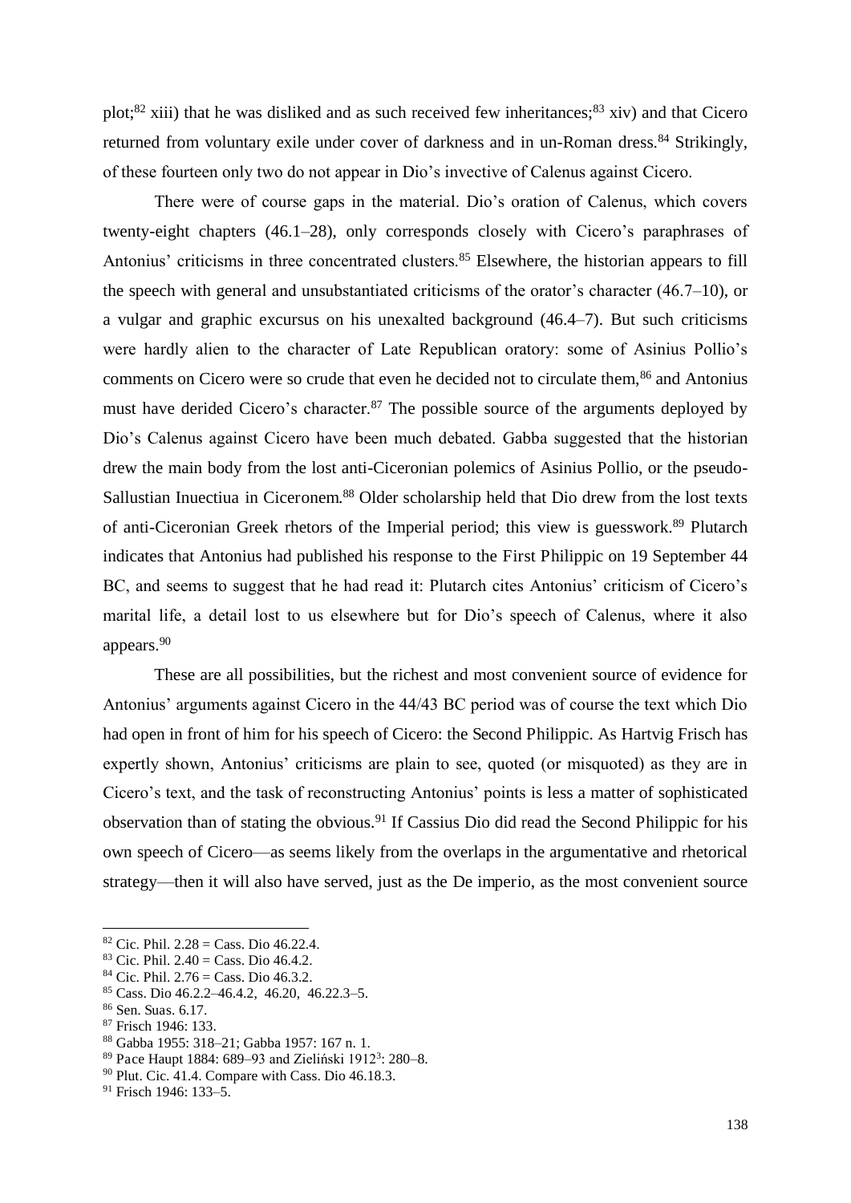plot;[82] xiii) that he was disliked and as such received few inheritances;[83] xiv) and that Cicero returned from voluntary exile under cover of darkness and in un-Roman dress.[84] Strikingly, of these fourteen only two do not appear in Dio's invective of Calenus against Cicero.

There were of course gaps in the material. Dio's oration of Calenus, which covers twenty-eight chapters (46.1–28), only corresponds closely with Cicero's paraphrases of Antonius' criticisms in three concentrated clusters.[85] Elsewhere, the historian appears to fill the speech with general and unsubstantiated criticisms of the orator's character (46.7–10), or a vulgar and graphic excursus on his unexalted background (46.4–7). But such criticisms were hardly alien to the character of Late Republican oratory: some of Asinius Pollio's comments on Cicero were so crude that even he decided not to circulate them,[86] and Antonius must have derided Cicero's character.[87] The possible source of the arguments deployed by Dio's Calenus against Cicero have been much debated. Gabba suggested that the historian drew the main body from the lost anti-Ciceronian polemics of Asinius Pollio, or the pseudo-Sallustian Inuectiua in Ciceronem.[88] Older scholarship held that Dio drew from the lost texts of anti-Ciceronian Greek rhetors of the Imperial period; this view is guesswork.[89] Plutarch indicates that Antonius had published his response to the First Philippic on 19 September 44 BC, and seems to suggest that he had read it: Plutarch cites Antonius' criticism of Cicero's marital life, a detail lost to us elsewhere but for Dio's speech of Calenus, where it also appears.[90]

These are all possibilities, but the richest and most convenient source of evidence for Antonius' arguments against Cicero in the 44/43 BC period was of course the text which Dio had open in front of him for his speech of Cicero: the Second Philippic. As Hartvig Frisch has expertly shown, Antonius' criticisms are plain to see, quoted (or misquoted) as they are in Cicero's text, and the task of reconstructing Antonius' points is less a matter of sophisticated observation than of stating the obvious.[91] If Cassius Dio did read the Second Philippic for his own speech of Cicero—as seems likely from the overlaps in the argumentative and rhetorical strategy—then it will also have served, just as the De imperio, as the most convenient source

---

[82] Cic. Phil. 2.28 = Cass. Dio 46.22.4.

[83] Cic. Phil. 2.40 = Cass. Dio 46.4.2.

[84] Cic. Phil. 2.76 = Cass. Dio 46.3.2.

[85] Cass. Dio 46.2.2–46.4.2, 46.20, 46.22.3–5.

[86] Sen. Suas. 6.17.

[87] Frisch 1946: 133.

[88] Gabba 1955: 318–21; Gabba 1957: 167 n. 1.

[89] Pace Haupt 1884: 689–93 and Zieliński 1912³: 280–8.

[90] Plut. Cic. 41.4. Compare with Cass. Dio 46.18.3.

[91] Frisch 1946: 133–5.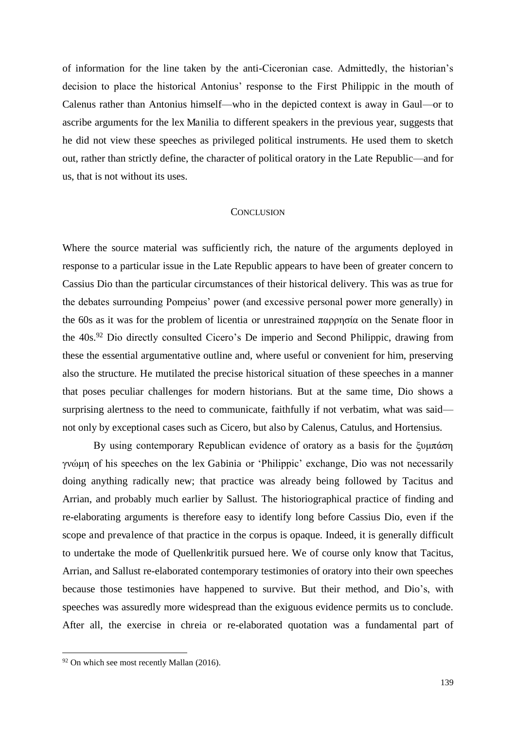of information for the line taken by the anti-Ciceronian case. Admittedly, the historian's decision to place the historical Antonius' response to the First Philippic in the mouth of Calenus rather than Antonius himself—who in the depicted context is away in Gaul—or to ascribe arguments for the lex Manilia to different speakers in the previous year, suggests that he did not view these speeches as privileged political instruments. He used them to sketch out, rather than strictly define, the character of political oratory in the Late Republic—and for us, that is not without its uses.

## Conclusion

Where the source material was sufficiently rich, the nature of the arguments deployed in response to a particular issue in the Late Republic appears to have been of greater concern to Cassius Dio than the particular circumstances of their historical delivery. This was as true for the debates surrounding Pompeius' power (and excessive personal power more generally) in the 60s as it was for the problem of licentia or unrestrained παρρησία on the Senate floor in the 40s.[92] Dio directly consulted Cicero's De imperio and Second Philippic, drawing from these the essential argumentative outline and, where useful or convenient for him, preserving also the structure. He mutilated the precise historical situation of these speeches in a manner that poses peculiar challenges for modern historians. But at the same time, Dio shows a surprising alertness to the need to communicate, faithfully if not verbatim, what was said—not only by exceptional cases such as Cicero, but also by Calenus, Catulus, and Hortensius.

By using contemporary Republican evidence of oratory as a basis for the ξυμπάση γνώμη of his speeches on the lex Gabinia or 'Philippic' exchange, Dio was not necessarily doing anything radically new; that practice was already being followed by Tacitus and Arrian, and probably much earlier by Sallust. The historiographical practice of finding and re-elaborating arguments is therefore easy to identify long before Cassius Dio, even if the scope and prevalence of that practice in the corpus is opaque. Indeed, it is generally difficult to undertake the mode of Quellenkritik pursued here. We of course only know that Tacitus, Arrian, and Sallust re-elaborated contemporary testimonies of oratory into their own speeches because those testimonies have happened to survive. But their method, and Dio's, with speeches was assuredly more widespread than the exiguous evidence permits us to conclude. After all, the exercise in chreia or re-elaborated quotation was a fundamental part of

---

[92] On which see most recently Mallan (2016).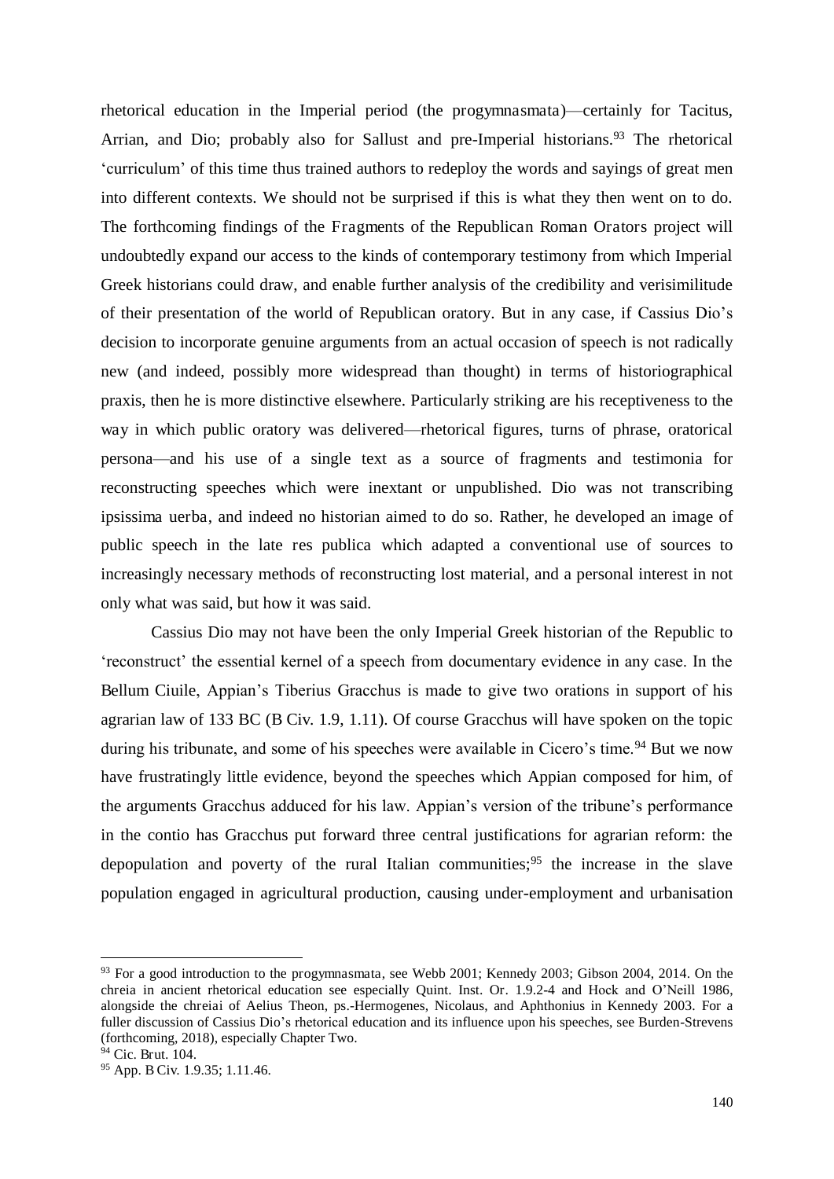rhetorical education in the Imperial period (the *progymnasmata*)—certainly for Tacitus, Arrian, and Dio; probably also for Sallust and pre-Imperial historians.[93] The rhetorical 'curriculum' of this time thus trained authors to redeploy the words and sayings of great men into different contexts. We should not be surprised if this is what they then went on to do. The forthcoming findings of the *Fragments of the Republican Roman Orators* project will undoubtedly expand our access to the kinds of contemporary testimony from which Imperial Greek historians could draw, and enable further analysis of the credibility and verisimilitude of their presentation of the world of Republican oratory. But in any case, if Cassius Dio's decision to incorporate genuine arguments from an actual occasion of speech is not radically new (and indeed, possibly more widespread than thought) in terms of historiographical praxis, then he is more distinctive elsewhere. Particularly striking are his receptiveness to the way in which public oratory was delivered—rhetorical figures, turns of phrase, oratorical persona—and his use of a single text as a source of fragments and testimonia for reconstructing speeches which were inextant or unpublished. Dio was not transcribing *ipsissima uerba*, and indeed no historian aimed to do so. Rather, he developed an image of public speech in the late *res publica* which adapted a conventional use of sources to increasingly necessary methods of reconstructing lost material, and a personal interest in not only what was said, but how it was said.

Cassius Dio may not have been the only Imperial Greek historian of the Republic to 'reconstruct' the essential kernel of a speech from documentary evidence in any case. In the *Bellum Ciuile*, Appian's Tiberius Gracchus is made to give two orations in support of his agrarian law of 133 BC (*B Civ.* 1.9, 1.11). Of course Gracchus will have spoken on the topic during his tribunate, and some of his speeches were available in Cicero's time.[94] But we now have frustratingly little evidence, beyond the speeches which Appian composed for him, of the arguments Gracchus adduced for his law. Appian's version of the tribune's performance in the *contio* has Gracchus put forward three central justifications for agrarian reform: the depopulation and poverty of the rural Italian communities;[95] the increase in the slave population engaged in agricultural production, causing under-employment and urbanisation

---

[93] For a good introduction to the *progymnasmata*, see Webb 2001; Kennedy 2003; Gibson 2004, 2014. On the chreia in ancient rhetorical education see especially Quint. *Inst. Or.* 1.9.2-4 and Hock and O'Neill 1986, alongside the chreiai of Aelius Theon, ps.-Hermogenes, Nicolaus, and Aphthonius in Kennedy 2003. For a fuller discussion of Cassius Dio's rhetorical education and its influence upon his speeches, see Burden-Strevens (forthcoming, 2018), especially Chapter Two.

[94] Cic. *Brut.* 104.

[95] App. *B Civ.* 1.9.35; 1.11.46.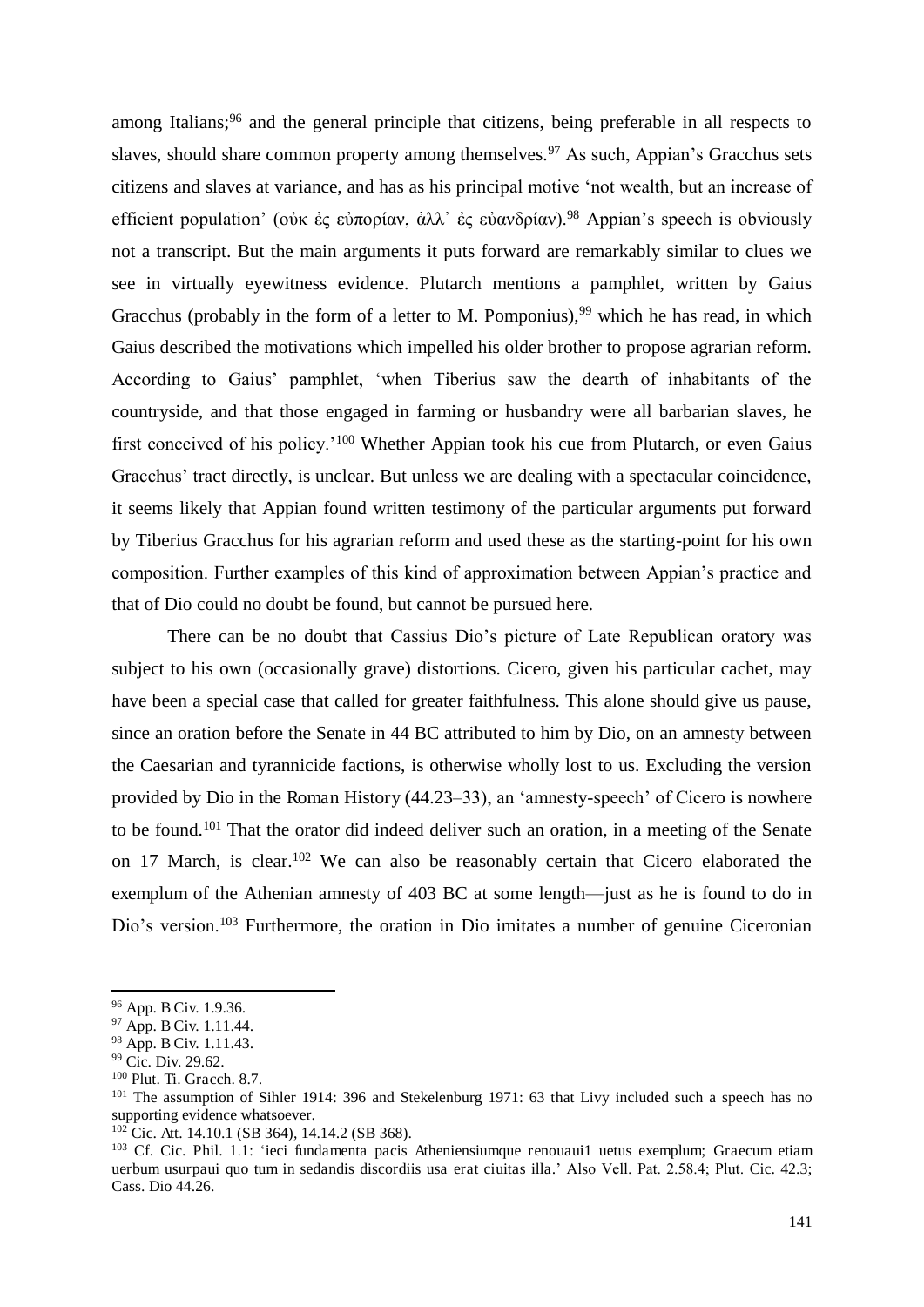among Italians;[96] and the general principle that citizens, being preferable in all respects to slaves, should share common property among themselves.[97] As such, Appian's Gracchus sets citizens and slaves at variance, and has as his principal motive 'not wealth, but an increase of efficient population' (οὐκ ἐς εὐπορίαν, ἀλλ᾽ ἐς εὐανδρίαν).[98] Appian's speech is obviously not a transcript. But the main arguments it puts forward are remarkably similar to clues we see in virtually eyewitness evidence. Plutarch mentions a pamphlet, written by Gaius Gracchus (probably in the form of a letter to M. Pomponius),[99] which he has read, in which Gaius described the motivations which impelled his older brother to propose agrarian reform. According to Gaius' pamphlet, 'when Tiberius saw the dearth of inhabitants of the countryside, and that those engaged in farming or husbandry were all barbarian slaves, he first conceived of his policy.'[100] Whether Appian took his cue from Plutarch, or even Gaius Gracchus' tract directly, is unclear. But unless we are dealing with a spectacular coincidence, it seems likely that Appian found written testimony of the particular arguments put forward by Tiberius Gracchus for his agrarian reform and used these as the starting-point for his own composition. Further examples of this kind of approximation between Appian's practice and that of Dio could no doubt be found, but cannot be pursued here.

There can be no doubt that Cassius Dio's picture of Late Republican oratory was subject to his own (occasionally grave) distortions. Cicero, given his particular cachet, may have been a special case that called for greater faithfulness. This alone should give us pause, since an oration before the Senate in 44 BC attributed to him by Dio, on an amnesty between the Caesarian and tyrannicide factions, is otherwise wholly lost to us. Excluding the version provided by Dio in the Roman History (44.23–33), an 'amnesty-speech' of Cicero is nowhere to be found.[101] That the orator did indeed deliver such an oration, in a meeting of the Senate on 17 March, is clear.[102] We can also be reasonably certain that Cicero elaborated the exemplum of the Athenian amnesty of 403 BC at some length—just as he is found to do in Dio's version.[103] Furthermore, the oration in Dio imitates a number of genuine Ciceronian

---

[96] App. B Civ. 1.9.36.

[97] App. B Civ. 1.11.44.

[98] App. B Civ. 1.11.43.

[99] Cic. Div. 29.62.

[100] Plut. Ti. Gracch. 8.7.

[101] The assumption of Sihler 1914: 396 and Stekelenburg 1971: 63 that Livy included such a speech has no supporting evidence whatsoever.

[102] Cic. Att. 14.10.1 (SB 364), 14.14.2 (SB 368).

[103] Cf. Cic. Phil. 1.1: 'ieci fundamenta pacis Atheniensiumque renouaui1 uetus exemplum; Graecum etiam uerbum usurpaui quo tum in sedandis discordiis usa erat ciuitas illa.' Also Vell. Pat. 2.58.4; Plut. Cic. 42.3; Cass. Dio 44.26.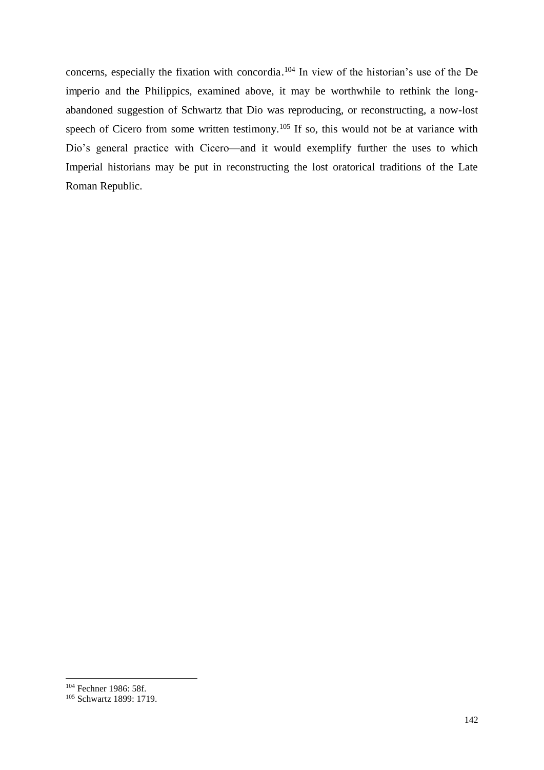concerns, especially the fixation with concordia.[104] In view of the historian's use of the De imperio and the Philippics, examined above, it may be worthwhile to rethink the long-abandoned suggestion of Schwartz that Dio was reproducing, or reconstructing, a now-lost speech of Cicero from some written testimony.[105] If so, this would not be at variance with Dio's general practice with Cicero—and it would exemplify further the uses to which Imperial historians may be put in reconstructing the lost oratorical traditions of the Late Roman Republic.

---

[104] Fechner 1986: 58f.

[105] Schwartz 1899: 1719.